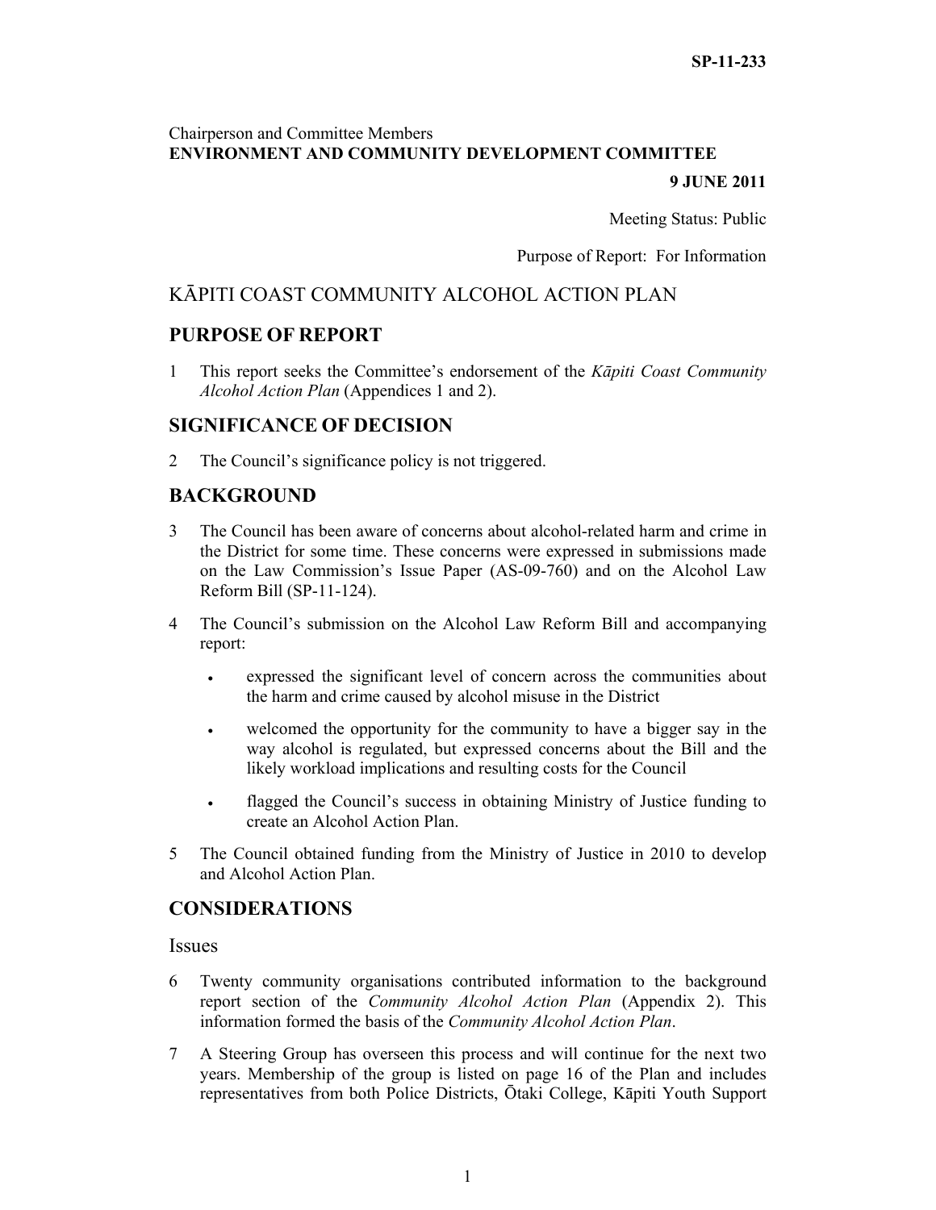SP-11-233

Chairperson and Committee Members
**ENVIRONMENT AND COMMUNITY DEVELOPMENT COMMITTEE**

**9 JUNE 2011**

Meeting Status: Public

Purpose of Report: For Information

# KĀPITI COAST COMMUNITY ALCOHOL ACTION PLAN

## PURPOSE OF REPORT

1 This report seeks the Committee's endorsement of the *Kāpiti Coast Community Alcohol Action Plan* (Appendices 1 and 2).

## SIGNIFICANCE OF DECISION

2 The Council's significance policy is not triggered.

## BACKGROUND

3 The Council has been aware of concerns about alcohol-related harm and crime in the District for some time. These concerns were expressed in submissions made on the Law Commission's Issue Paper (AS-09-760) and on the Alcohol Law Reform Bill (SP-11-124).

4 The Council's submission on the Alcohol Law Reform Bill and accompanying report:

- expressed the significant level of concern across the communities about the harm and crime caused by alcohol misuse in the District
- welcomed the opportunity for the community to have a bigger say in the way alcohol is regulated, but expressed concerns about the Bill and the likely workload implications and resulting costs for the Council
- flagged the Council's success in obtaining Ministry of Justice funding to create an Alcohol Action Plan.

5 The Council obtained funding from the Ministry of Justice in 2010 to develop and Alcohol Action Plan.

## CONSIDERATIONS

### Issues

6 Twenty community organisations contributed information to the background report section of the *Community Alcohol Action Plan* (Appendix 2). This information formed the basis of the *Community Alcohol Action Plan*.

7 A Steering Group has overseen this process and will continue for the next two years. Membership of the group is listed on page 16 of the Plan and includes representatives from both Police Districts, Ōtaki College, Kāpiti Youth Support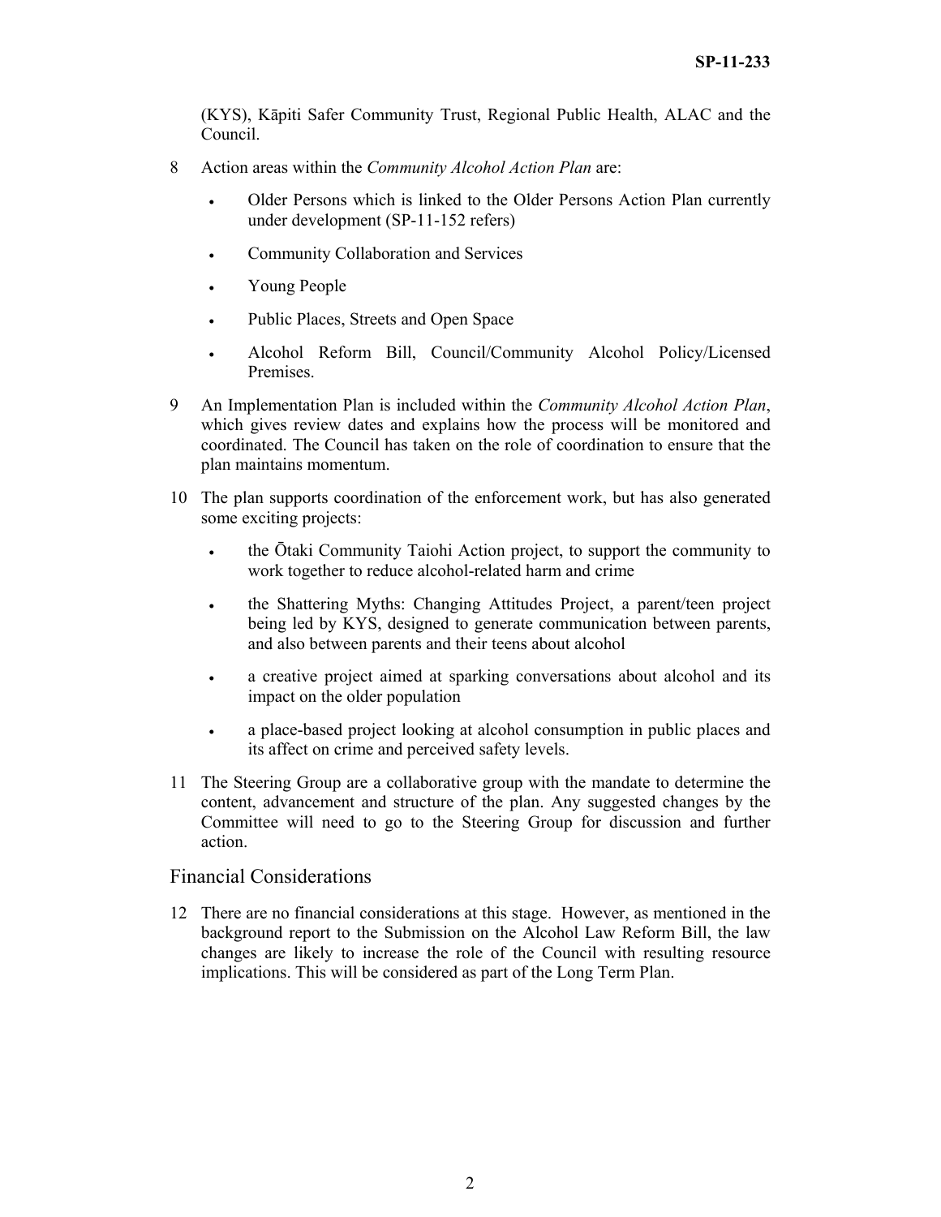(KYS), Kāpiti Safer Community Trust, Regional Public Health, ALAC and the Council.

8 Action areas within the *Community Alcohol Action Plan* are:

- Older Persons which is linked to the Older Persons Action Plan currently under development (SP-11-152 refers)
- Community Collaboration and Services
- Young People
- Public Places, Streets and Open Space
- Alcohol Reform Bill, Council/Community Alcohol Policy/Licensed Premises.

9 An Implementation Plan is included within the *Community Alcohol Action Plan*, which gives review dates and explains how the process will be monitored and coordinated. The Council has taken on the role of coordination to ensure that the plan maintains momentum.

10 The plan supports coordination of the enforcement work, but has also generated some exciting projects:

- the Ōtaki Community Taiohi Action project, to support the community to work together to reduce alcohol-related harm and crime
- the Shattering Myths: Changing Attitudes Project, a parent/teen project being led by KYS, designed to generate communication between parents, and also between parents and their teens about alcohol
- a creative project aimed at sparking conversations about alcohol and its impact on the older population
- a place-based project looking at alcohol consumption in public places and its affect on crime and perceived safety levels.

11 The Steering Group are a collaborative group with the mandate to determine the content, advancement and structure of the plan. Any suggested changes by the Committee will need to go to the Steering Group for discussion and further action.

## Financial Considerations

12 There are no financial considerations at this stage. However, as mentioned in the background report to the Submission on the Alcohol Law Reform Bill, the law changes are likely to increase the role of the Council with resulting resource implications. This will be considered as part of the Long Term Plan.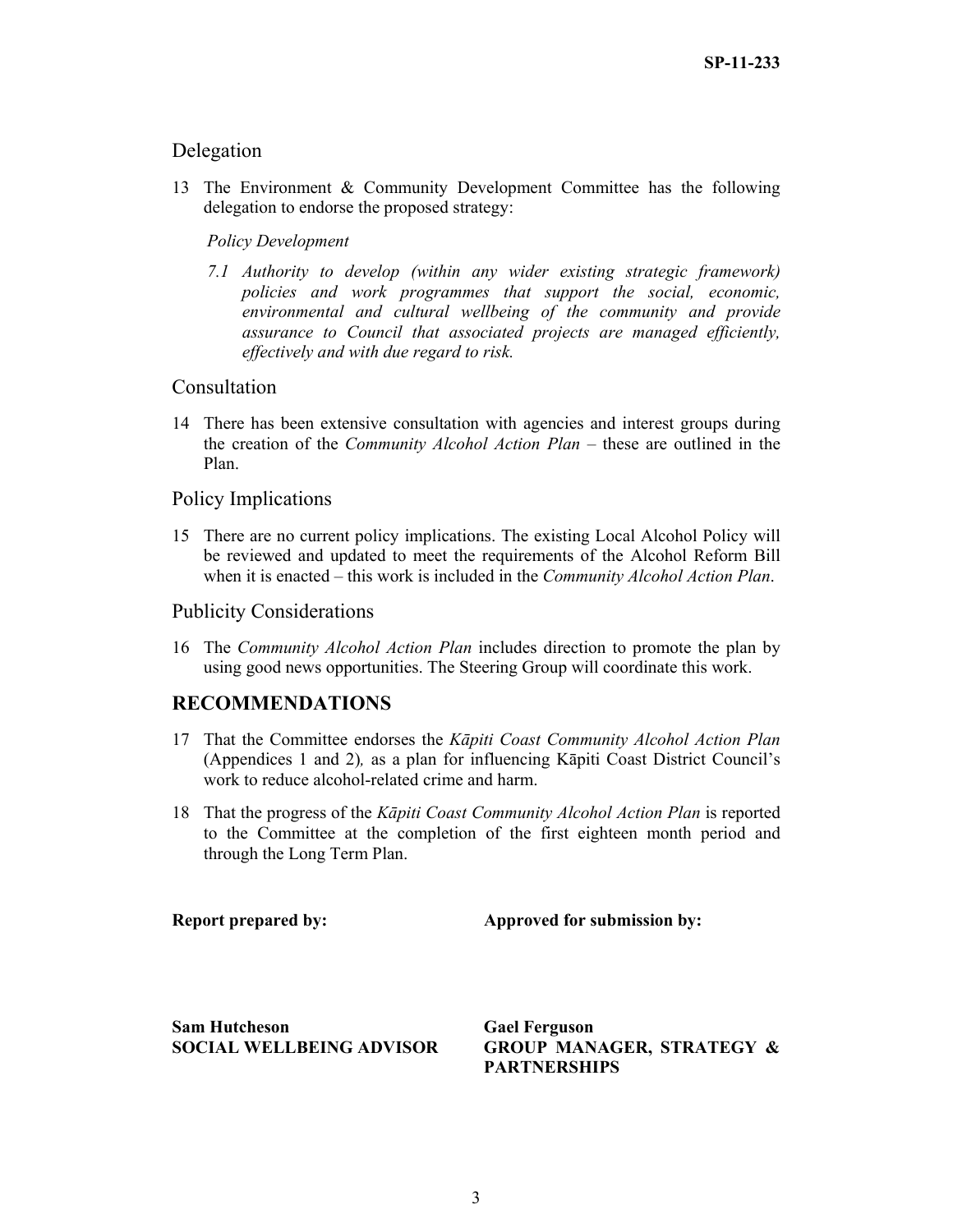## Delegation

13 The Environment & Community Development Committee has the following delegation to endorse the proposed strategy:

*Policy Development*

*7.1 Authority to develop (within any wider existing strategic framework) policies and work programmes that support the social, economic, environmental and cultural wellbeing of the community and provide assurance to Council that associated projects are managed efficiently, effectively and with due regard to risk.*

## Consultation

14 There has been extensive consultation with agencies and interest groups during the creation of the *Community Alcohol Action Plan* – these are outlined in the Plan.

## Policy Implications

15 There are no current policy implications. The existing Local Alcohol Policy will be reviewed and updated to meet the requirements of the Alcohol Reform Bill when it is enacted – this work is included in the *Community Alcohol Action Plan*.

## Publicity Considerations

16 The *Community Alcohol Action Plan* includes direction to promote the plan by using good news opportunities. The Steering Group will coordinate this work.

# RECOMMENDATIONS

17 That the Committee endorses the *Kāpiti Coast Community Alcohol Action Plan* (Appendices 1 and 2), as a plan for influencing Kāpiti Coast District Council's work to reduce alcohol-related crime and harm.

18 That the progress of the *Kāpiti Coast Community Alcohol Action Plan* is reported to the Committee at the completion of the first eighteen month period and through the Long Term Plan.

| **Report prepared by:** | **Approved for submission by:** |
|---|---|
| **Sam Hutcheson**<br>**SOCIAL WELLBEING ADVISOR** | **Gael Ferguson**<br>**GROUP MANAGER, STRATEGY & PARTNERSHIPS** |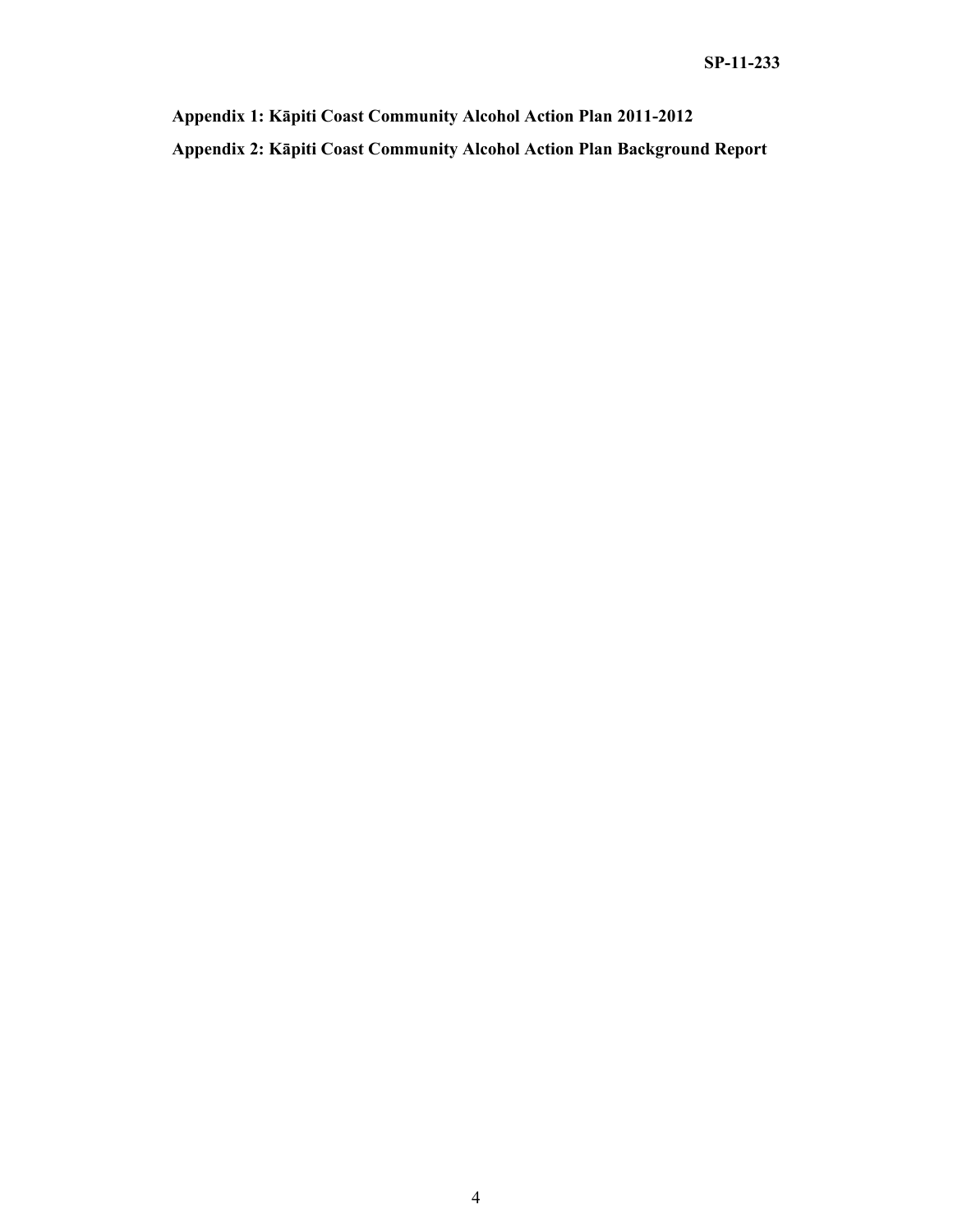**Appendix 1: Kāpiti Coast Community Alcohol Action Plan 2011-2012**

**Appendix 2: Kāpiti Coast Community Alcohol Action Plan Background Report**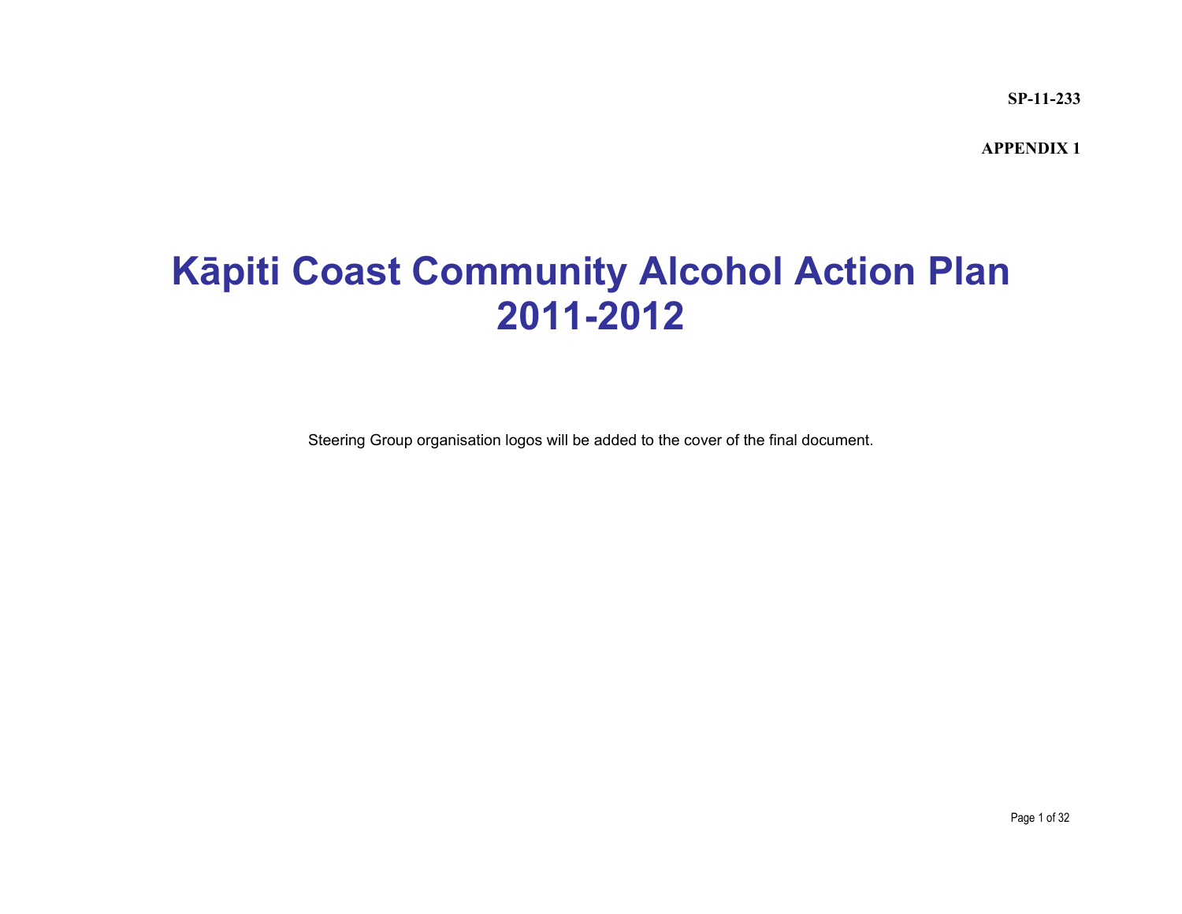**SP-11-233**

**APPENDIX 1**

# Kāpiti Coast Community Alcohol Action Plan 2011-2012

Steering Group organisation logos will be added to the cover of the final document.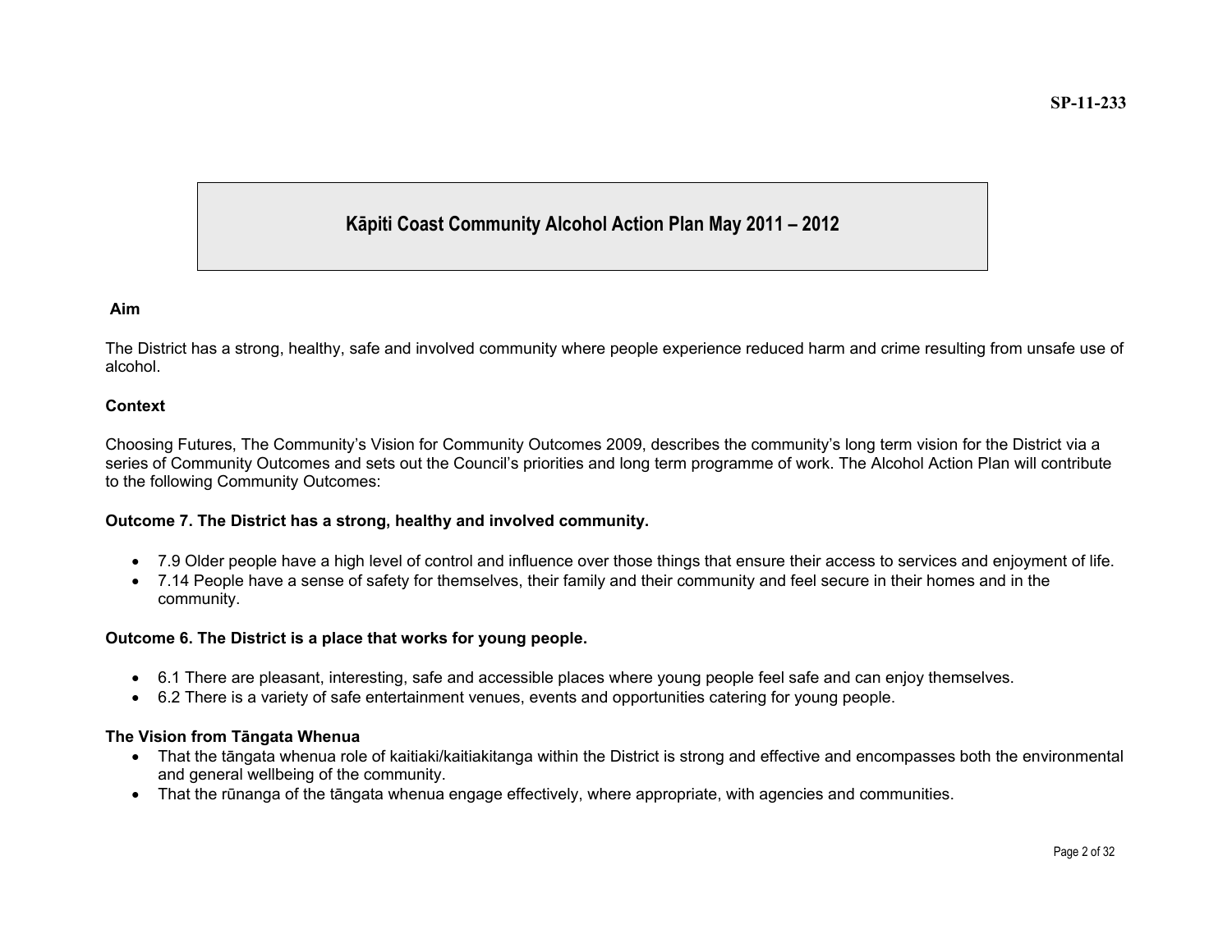SP-11-233

# Kāpiti Coast Community Alcohol Action Plan May 2011 – 2012

**Aim**

The District has a strong, healthy, safe and involved community where people experience reduced harm and crime resulting from unsafe use of alcohol.

**Context**

Choosing Futures, The Community's Vision for Community Outcomes 2009, describes the community's long term vision for the District via a series of Community Outcomes and sets out the Council's priorities and long term programme of work. The Alcohol Action Plan will contribute to the following Community Outcomes:

**Outcome 7. The District has a strong, healthy and involved community.**

- 7.9 Older people have a high level of control and influence over those things that ensure their access to services and enjoyment of life.
- 7.14 People have a sense of safety for themselves, their family and their community and feel secure in their homes and in the community.

**Outcome 6. The District is a place that works for young people.**

- 6.1 There are pleasant, interesting, safe and accessible places where young people feel safe and can enjoy themselves.
- 6.2 There is a variety of safe entertainment venues, events and opportunities catering for young people.

**The Vision from Tāngata Whenua**

- That the tāngata whenua role of kaitiaki/kaitiakitanga within the District is strong and effective and encompasses both the environmental and general wellbeing of the community.
- That the rūnanga of the tāngata whenua engage effectively, where appropriate, with agencies and communities.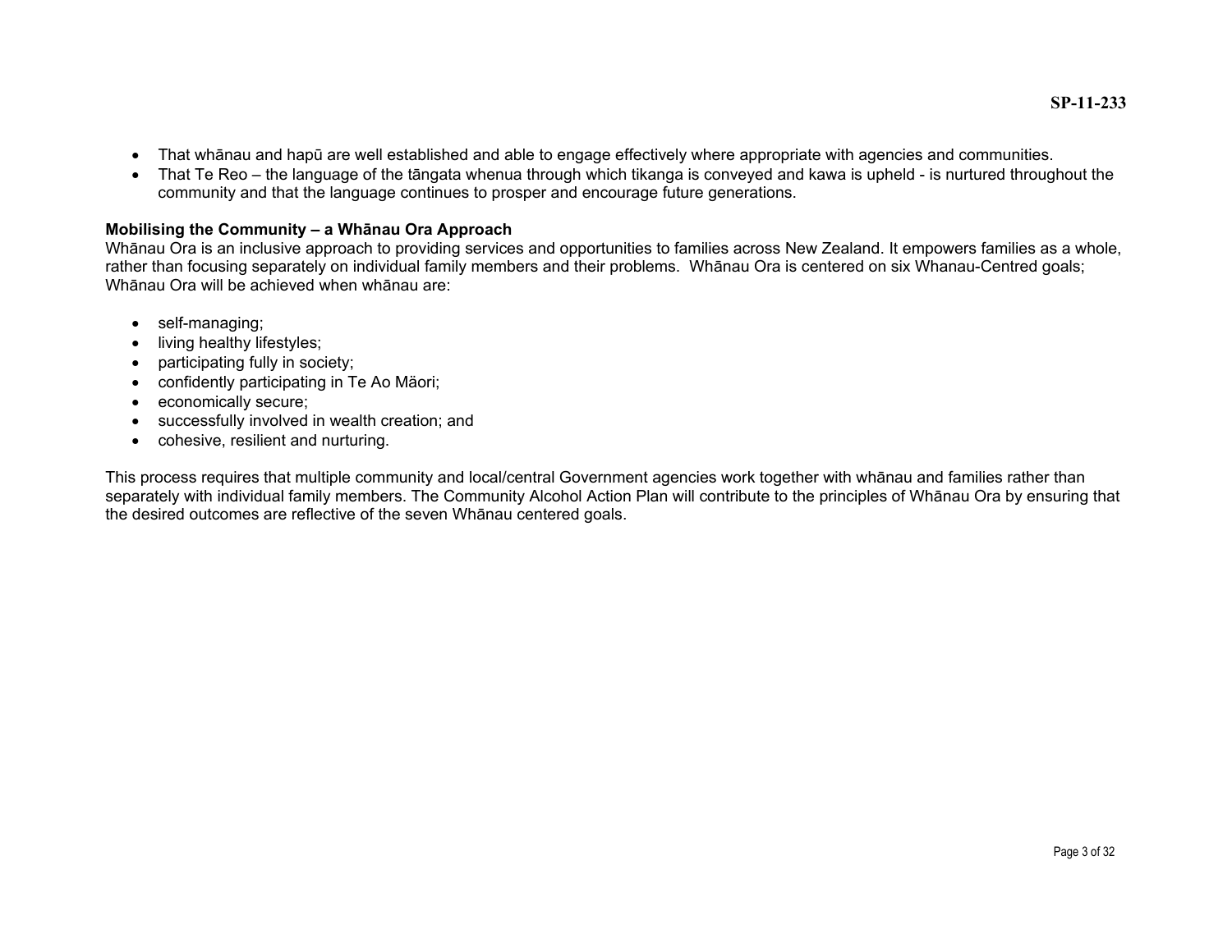- That whānau and hapū are well established and able to engage effectively where appropriate with agencies and communities.
- That Te Reo – the language of the tāngata whenua through which tikanga is conveyed and kawa is upheld - is nurtured throughout the community and that the language continues to prosper and encourage future generations.

**Mobilising the Community – a Whānau Ora Approach**

Whānau Ora is an inclusive approach to providing services and opportunities to families across New Zealand. It empowers families as a whole, rather than focusing separately on individual family members and their problems. Whānau Ora is centered on six Whanau-Centred goals; Whānau Ora will be achieved when whānau are:

- self-managing;
- living healthy lifestyles;
- participating fully in society;
- confidently participating in Te Ao Mäori;
- economically secure;
- successfully involved in wealth creation; and
- cohesive, resilient and nurturing.

This process requires that multiple community and local/central Government agencies work together with whānau and families rather than separately with individual family members. The Community Alcohol Action Plan will contribute to the principles of Whānau Ora by ensuring that the desired outcomes are reflective of the seven Whānau centered goals.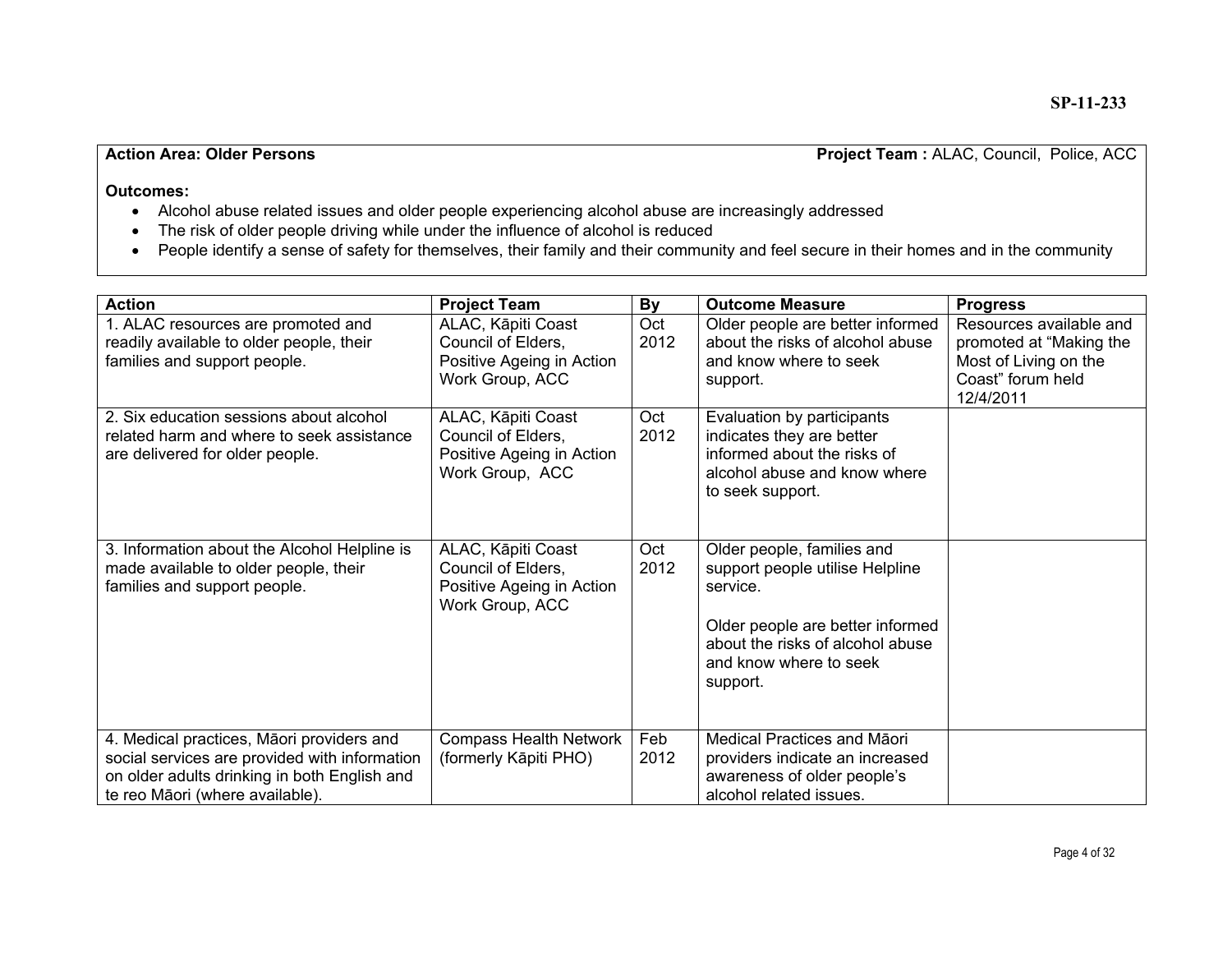**Action Area: Older Persons** **Project Team :** ALAC, Council, Police, ACC

**Outcomes:**

- Alcohol abuse related issues and older people experiencing alcohol abuse are increasingly addressed
- The risk of older people driving while under the influence of alcohol is reduced
- People identify a sense of safety for themselves, their family and their community and feel secure in their homes and in the community

| Action | Project Team | By | Outcome Measure | Progress |
|---|---|---|---|---|
| 1. ALAC resources are promoted and readily available to older people, their families and support people. | ALAC, Kāpiti Coast Council of Elders, Positive Ageing in Action Work Group, ACC | Oct 2012 | Older people are better informed about the risks of alcohol abuse and know where to seek support. | Resources available and promoted at "Making the Most of Living on the Coast" forum held 12/4/2011 |
| 2. Six education sessions about alcohol related harm and where to seek assistance are delivered for older people. | ALAC, Kāpiti Coast Council of Elders, Positive Ageing in Action Work Group, ACC | Oct 2012 | Evaluation by participants indicates they are better informed about the risks of alcohol abuse and know where to seek support. | |
| 3. Information about the Alcohol Helpline is made available to older people, their families and support people. | ALAC, Kāpiti Coast Council of Elders, Positive Ageing in Action Work Group, ACC | Oct 2012 | Older people, families and support people utilise Helpline service.<br><br>Older people are better informed about the risks of alcohol abuse and know where to seek support. | |
| 4. Medical practices, Māori providers and social services are provided with information on older adults drinking in both English and te reo Māori (where available). | Compass Health Network (formerly Kāpiti PHO) | Feb 2012 | Medical Practices and Māori providers indicate an increased awareness of older people's alcohol related issues. | |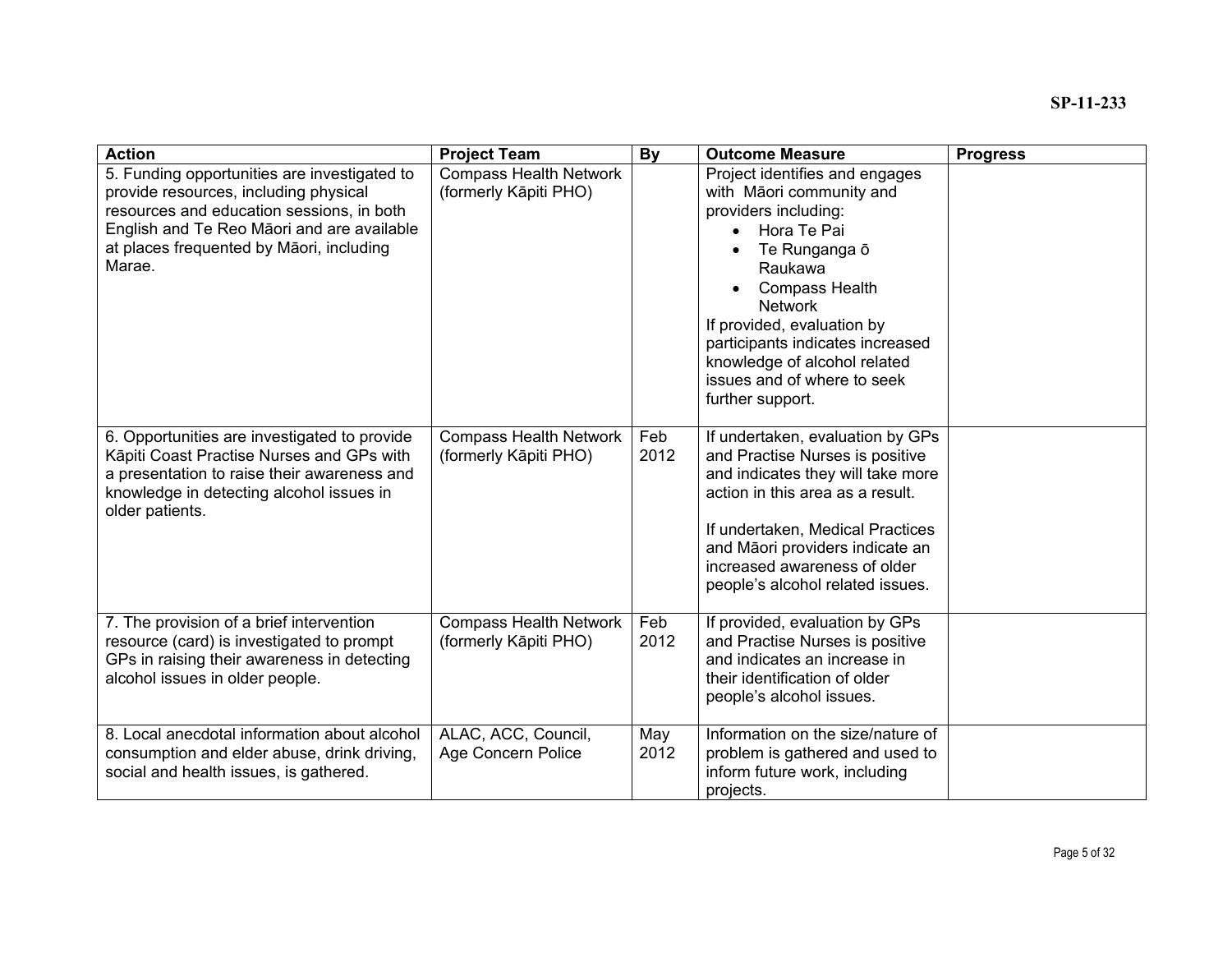| Action | Project Team | By | Outcome Measure | Progress |
|---|---|---|---|---|
| 5. Funding opportunities are investigated to provide resources, including physical resources and education sessions, in both English and Te Reo Māori and are available at places frequented by Māori, including Marae. | Compass Health Network (formerly Kāpiti PHO) | | Project identifies and engages with Māori community and providers including:<br>• Hora Te Pai<br>• Te Runganga ō Raukawa<br>• Compass Health Network<br>If provided, evaluation by participants indicates increased knowledge of alcohol related issues and of where to seek further support. | |
| 6. Opportunities are investigated to provide Kāpiti Coast Practise Nurses and GPs with a presentation to raise their awareness and knowledge in detecting alcohol issues in older patients. | Compass Health Network (formerly Kāpiti PHO) | Feb 2012 | If undertaken, evaluation by GPs and Practise Nurses is positive and indicates they will take more action in this area as a result.<br><br>If undertaken, Medical Practices and Māori providers indicate an increased awareness of older people's alcohol related issues. | |
| 7. The provision of a brief intervention resource (card) is investigated to prompt GPs in raising their awareness in detecting alcohol issues in older people. | Compass Health Network (formerly Kāpiti PHO) | Feb 2012 | If provided, evaluation by GPs and Practise Nurses is positive and indicates an increase in their identification of older people's alcohol issues. | |
| 8. Local anecdotal information about alcohol consumption and elder abuse, drink driving, social and health issues, is gathered. | ALAC, ACC, Council, Age Concern Police | May 2012 | Information on the size/nature of problem is gathered and used to inform future work, including projects. | |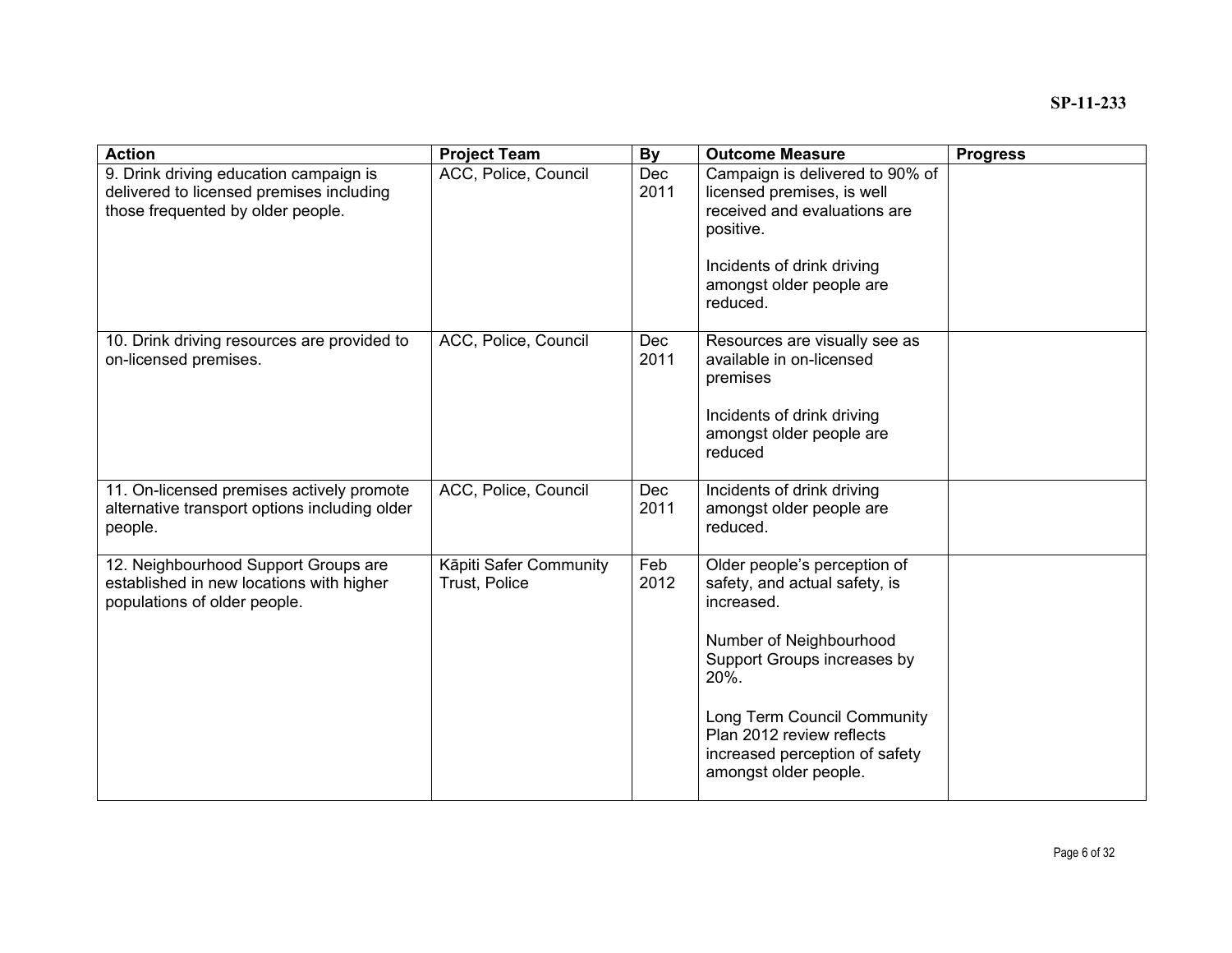| Action | Project Team | By | Outcome Measure | Progress |
|---|---|---|---|---|
| 9. Drink driving education campaign is delivered to licensed premises including those frequented by older people. | ACC, Police, Council | Dec 2011 | Campaign is delivered to 90% of licensed premises, is well received and evaluations are positive.<br><br>Incidents of drink driving amongst older people are reduced. | |
| 10. Drink driving resources are provided to on-licensed premises. | ACC, Police, Council | Dec 2011 | Resources are visually see as available in on-licensed premises<br><br>Incidents of drink driving amongst older people are reduced | |
| 11. On-licensed premises actively promote alternative transport options including older people. | ACC, Police, Council | Dec 2011 | Incidents of drink driving amongst older people are reduced. | |
| 12. Neighbourhood Support Groups are established in new locations with higher populations of older people. | Kāpiti Safer Community Trust, Police | Feb 2012 | Older people's perception of safety, and actual safety, is increased.<br><br>Number of Neighbourhood Support Groups increases by 20%.<br><br>Long Term Council Community Plan 2012 review reflects increased perception of safety amongst older people. | |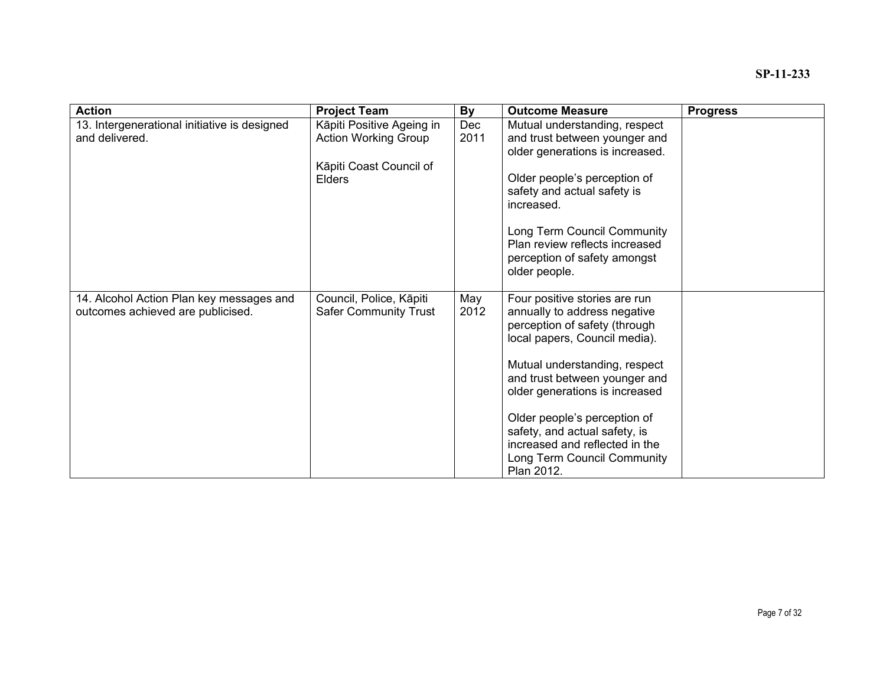| Action | Project Team | By | Outcome Measure | Progress |
|---|---|---|---|---|
| 13. Intergenerational initiative is designed and delivered. | Kāpiti Positive Ageing in Action Working Group<br><br>Kāpiti Coast Council of Elders | Dec 2011 | Mutual understanding, respect and trust between younger and older generations is increased.<br><br>Older people's perception of safety and actual safety is increased.<br><br>Long Term Council Community Plan review reflects increased perception of safety amongst older people. | |
| 14. Alcohol Action Plan key messages and outcomes achieved are publicised. | Council, Police, Kāpiti Safer Community Trust | May 2012 | Four positive stories are run annually to address negative perception of safety (through local papers, Council media).<br><br>Mutual understanding, respect and trust between younger and older generations is increased<br><br>Older people's perception of safety, and actual safety, is increased and reflected in the Long Term Council Community Plan 2012. | |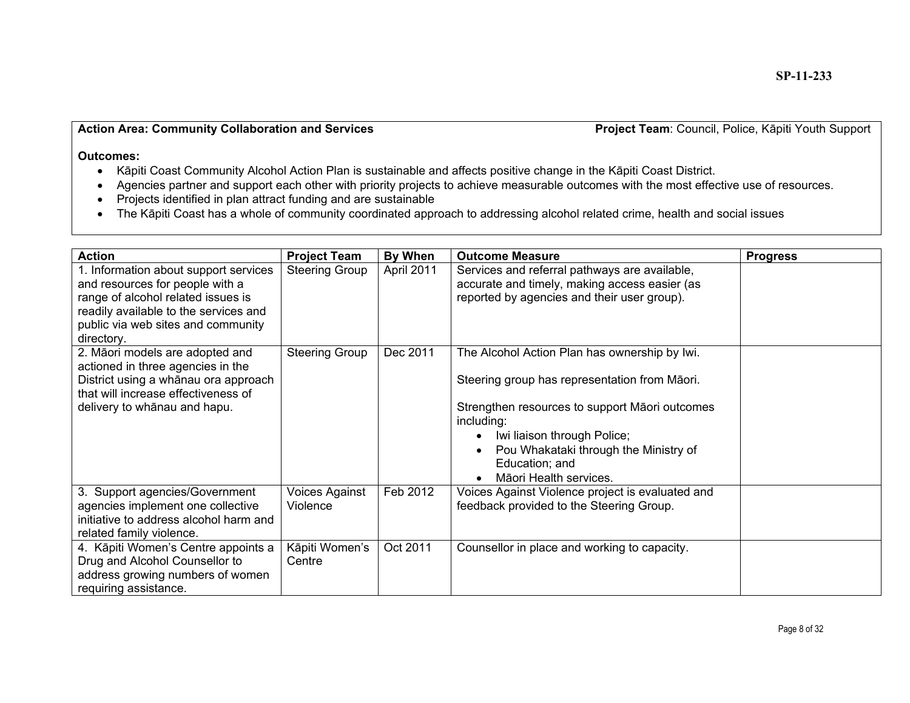**SP-11-233**

**Action Area: Community Collaboration and Services** **Project Team**: Council, Police, Kāpiti Youth Support

**Outcomes:**

- Kāpiti Coast Community Alcohol Action Plan is sustainable and affects positive change in the Kāpiti Coast District.
- Agencies partner and support each other with priority projects to achieve measurable outcomes with the most effective use of resources.
- Projects identified in plan attract funding and are sustainable
- The Kāpiti Coast has a whole of community coordinated approach to addressing alcohol related crime, health and social issues

| Action | Project Team | By When | Outcome Measure | Progress |
|---|---|---|---|---|
| 1. Information about support services and resources for people with a range of alcohol related issues is readily available to the services and public via web sites and community directory. | Steering Group | April 2011 | Services and referral pathways are available, accurate and timely, making access easier (as reported by agencies and their user group). | |
| 2. Māori models are adopted and actioned in three agencies in the District using a whānau ora approach that will increase effectiveness of delivery to whānau and hapu. | Steering Group | Dec 2011 | The Alcohol Action Plan has ownership by Iwi.<br><br>Steering group has representation from Māori.<br><br>Strengthen resources to support Māori outcomes including:<br>• Iwi liaison through Police;<br>• Pou Whakataki through the Ministry of Education; and<br>• Māori Health services. | |
| 3. Support agencies/Government agencies implement one collective initiative to address alcohol harm and related family violence. | Voices Against Violence | Feb 2012 | Voices Against Violence project is evaluated and feedback provided to the Steering Group. | |
| 4. Kāpiti Women's Centre appoints a Drug and Alcohol Counsellor to address growing numbers of women requiring assistance. | Kāpiti Women's Centre | Oct 2011 | Counsellor in place and working to capacity. | |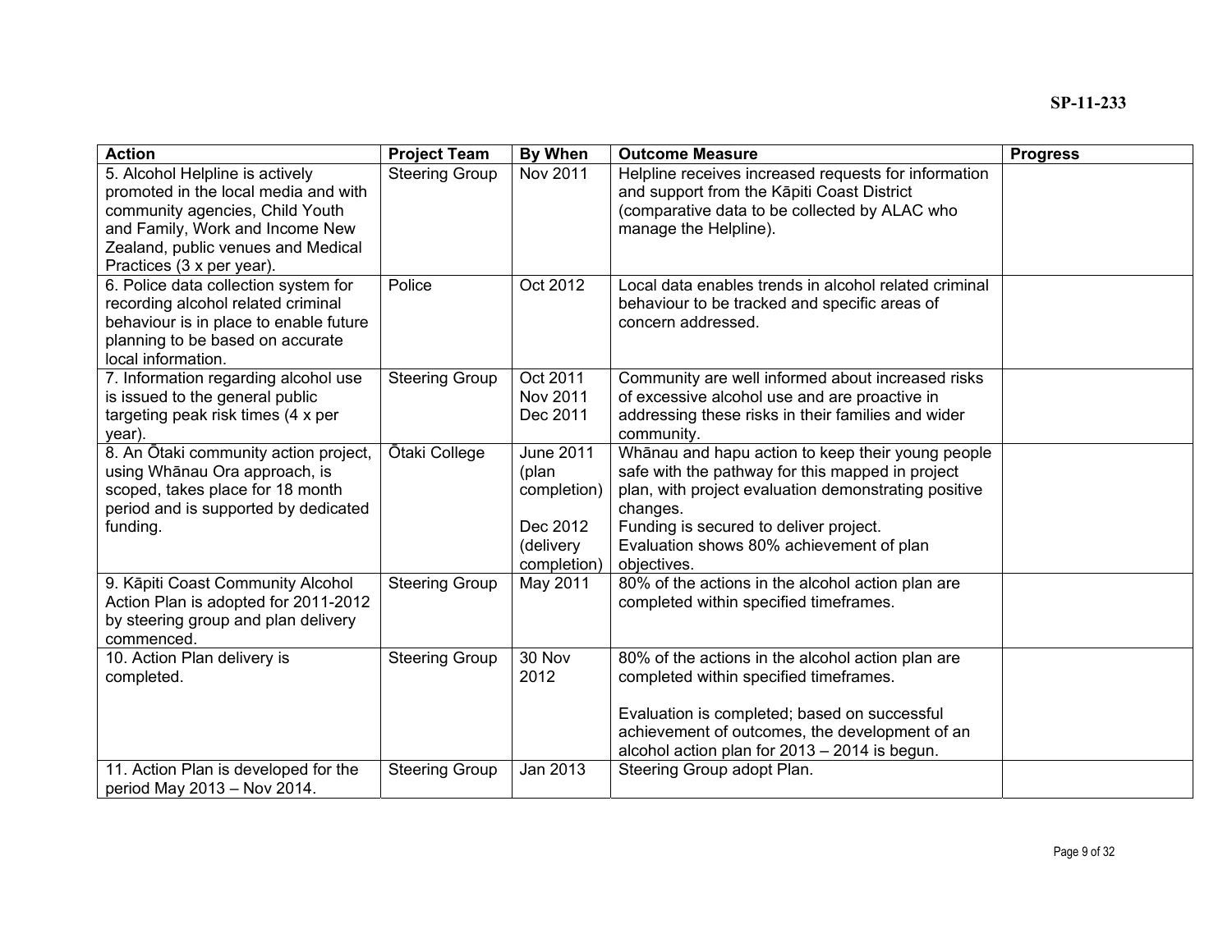SP-11-233

| Action | Project Team | By When | Outcome Measure | Progress |
|---|---|---|---|---|
| 5. Alcohol Helpline is actively promoted in the local media and with community agencies, Child Youth and Family, Work and Income New Zealand, public venues and Medical Practices (3 x per year). | Steering Group | Nov 2011 | Helpline receives increased requests for information and support from the Kāpiti Coast District (comparative data to be collected by ALAC who manage the Helpline). | |
| 6. Police data collection system for recording alcohol related criminal behaviour is in place to enable future planning to be based on accurate local information. | Police | Oct 2012 | Local data enables trends in alcohol related criminal behaviour to be tracked and specific areas of concern addressed. | |
| 7. Information regarding alcohol use is issued to the general public targeting peak risk times (4 x per year). | Steering Group | Oct 2011<br>Nov 2011<br>Dec 2011 | Community are well informed about increased risks of excessive alcohol use and are proactive in addressing these risks in their families and wider community. | |
| 8. An Ōtaki community action project, using Whānau Ora approach, is scoped, takes place for 18 month period and is supported by dedicated funding. | Ōtaki College | June 2011 (plan completion)<br><br>Dec 2012 (delivery completion) | Whānau and hapu action to keep their young people safe with the pathway for this mapped in project plan, with project evaluation demonstrating positive changes.<br>Funding is secured to deliver project.<br>Evaluation shows 80% achievement of plan objectives. | |
| 9. Kāpiti Coast Community Alcohol Action Plan is adopted for 2011-2012 by steering group and plan delivery commenced. | Steering Group | May 2011 | 80% of the actions in the alcohol action plan are completed within specified timeframes. | |
| 10. Action Plan delivery is completed. | Steering Group | 30 Nov 2012 | 80% of the actions in the alcohol action plan are completed within specified timeframes.<br><br>Evaluation is completed; based on successful achievement of outcomes, the development of an alcohol action plan for 2013 – 2014 is begun. | |
| 11. Action Plan is developed for the period May 2013 – Nov 2014. | Steering Group | Jan 2013 | Steering Group adopt Plan. | |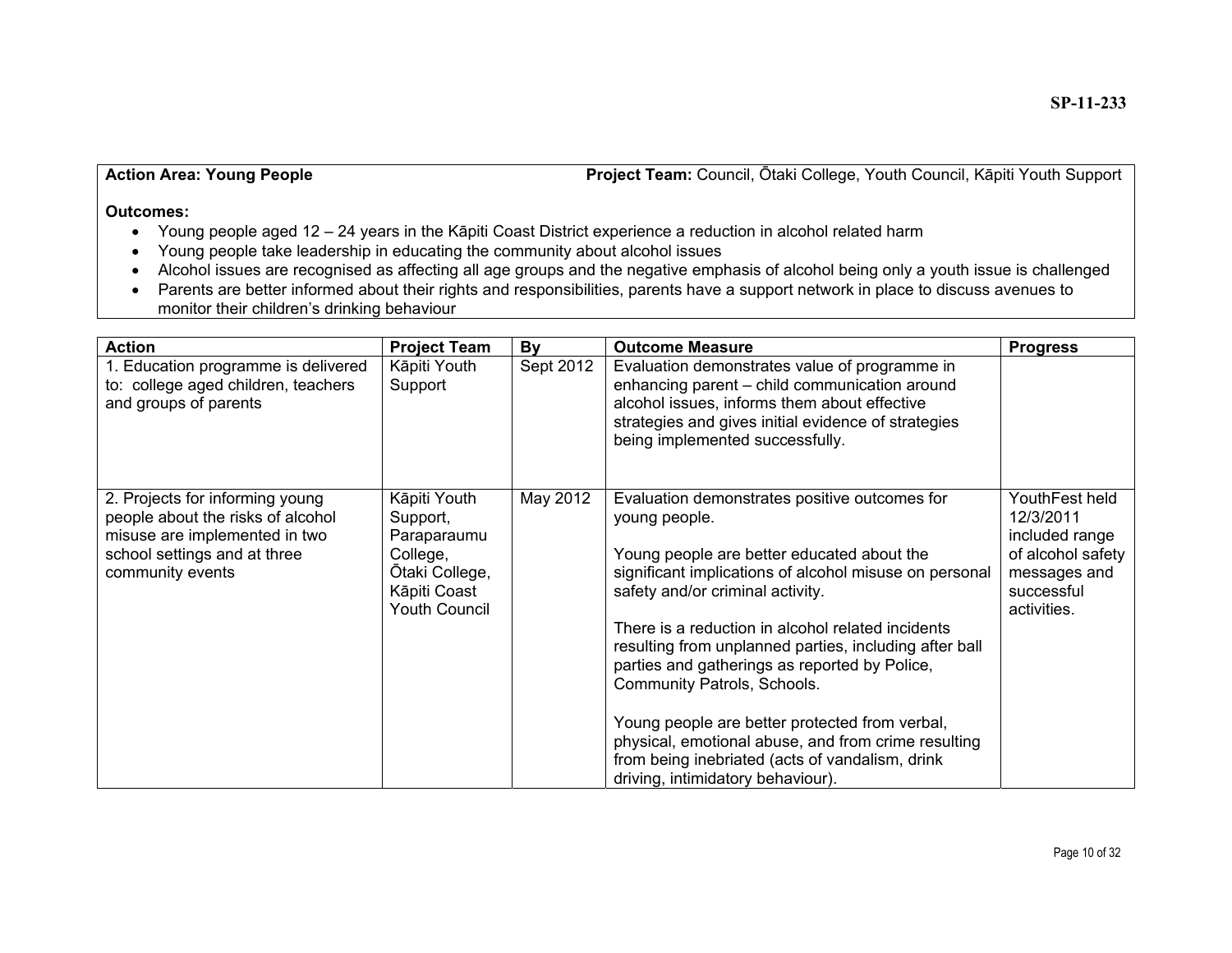SP-11-233

**Action Area: Young People** **Project Team:** Council, Ōtaki College, Youth Council, Kāpiti Youth Support

**Outcomes:**

- Young people aged 12 – 24 years in the Kāpiti Coast District experience a reduction in alcohol related harm
- Young people take leadership in educating the community about alcohol issues
- Alcohol issues are recognised as affecting all age groups and the negative emphasis of alcohol being only a youth issue is challenged
- Parents are better informed about their rights and responsibilities, parents have a support network in place to discuss avenues to monitor their children's drinking behaviour

| Action | Project Team | By | Outcome Measure | Progress |
|---|---|---|---|---|
| 1. Education programme is delivered to: college aged children, teachers and groups of parents | Kāpiti Youth Support | Sept 2012 | Evaluation demonstrates value of programme in enhancing parent – child communication around alcohol issues, informs them about effective strategies and gives initial evidence of strategies being implemented successfully. | |
| 2. Projects for informing young people about the risks of alcohol misuse are implemented in two school settings and at three community events | Kāpiti Youth Support, Paraparaumu College, Ōtaki College, Kāpiti Coast Youth Council | May 2012 | Evaluation demonstrates positive outcomes for young people.<br><br>Young people are better educated about the significant implications of alcohol misuse on personal safety and/or criminal activity.<br><br>There is a reduction in alcohol related incidents resulting from unplanned parties, including after ball parties and gatherings as reported by Police, Community Patrols, Schools.<br><br>Young people are better protected from verbal, physical, emotional abuse, and from crime resulting from being inebriated (acts of vandalism, drink driving, intimidatory behaviour). | YouthFest held 12/3/2011 included range of alcohol safety messages and successful activities. |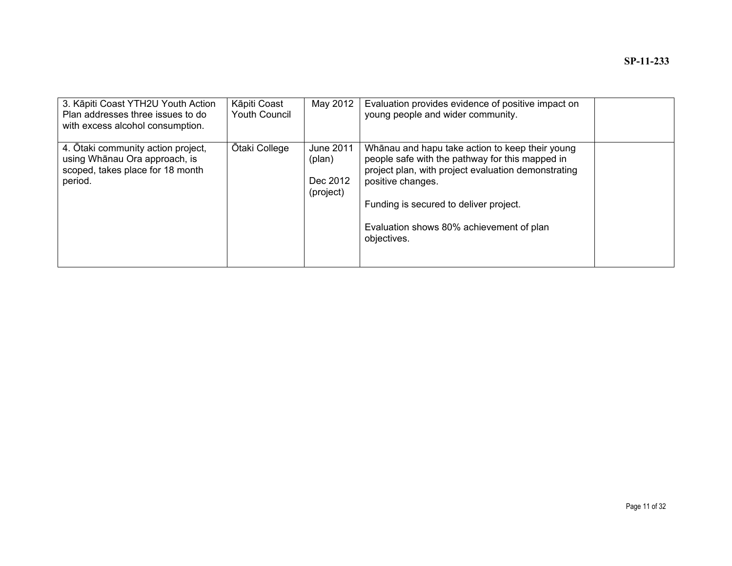| | | | | |
|---|---|---|---|---|
| 3. Kāpiti Coast YTH2U Youth Action Plan addresses three issues to do with excess alcohol consumption. | Kāpiti Coast Youth Council | May 2012 | Evaluation provides evidence of positive impact on young people and wider community. | |
| 4. Ōtaki community action project, using Whānau Ora approach, is scoped, takes place for 18 month period. | Ōtaki College | June 2011 (plan)<br><br>Dec 2012 (project) | Whānau and hapu take action to keep their young people safe with the pathway for this mapped in project plan, with project evaluation demonstrating positive changes.<br><br>Funding is secured to deliver project.<br><br>Evaluation shows 80% achievement of plan objectives. | |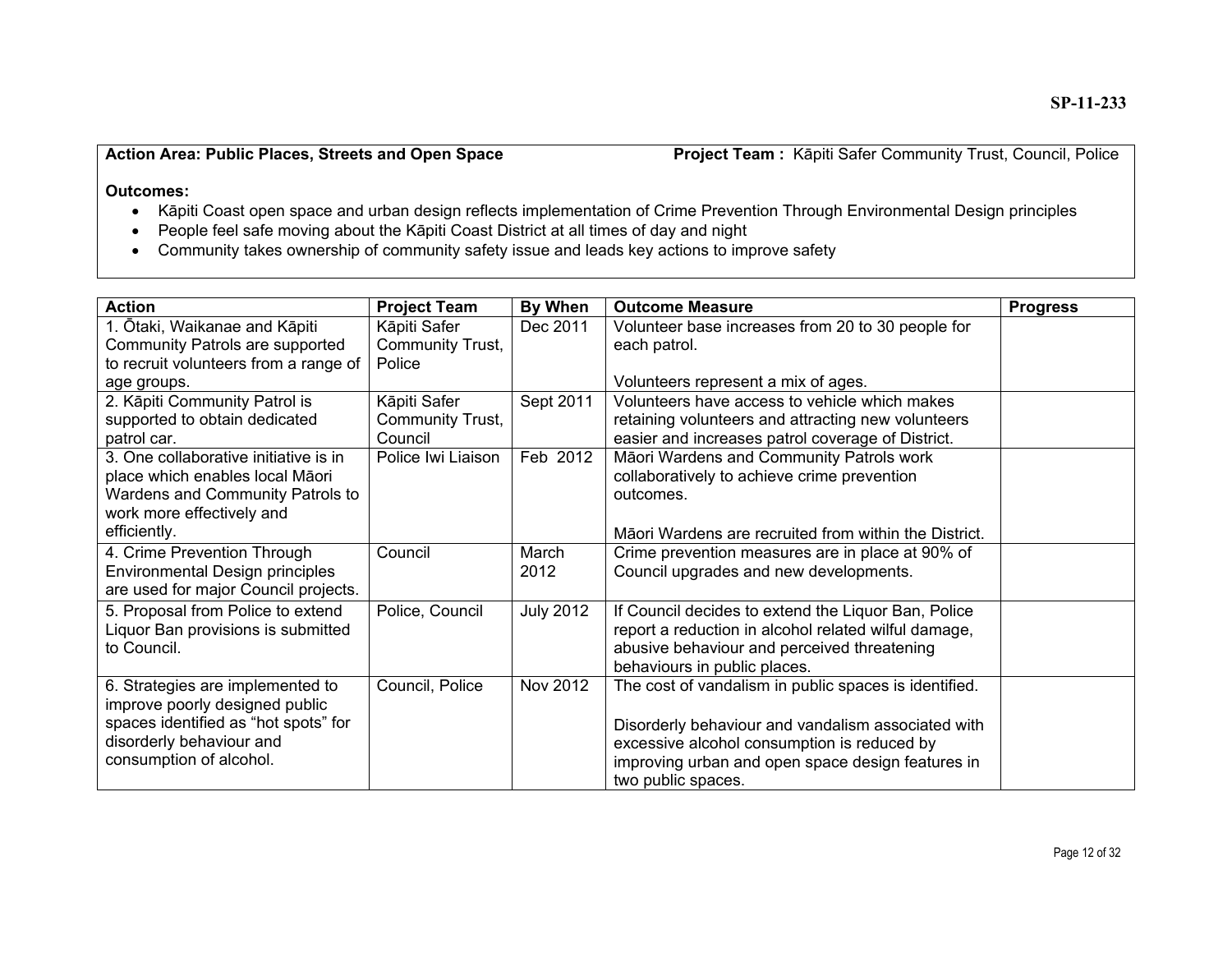**SP-11-233**

**Action Area: Public Places, Streets and Open Space** **Project Team :** Kāpiti Safer Community Trust, Council, Police

**Outcomes:**

- Kāpiti Coast open space and urban design reflects implementation of Crime Prevention Through Environmental Design principles
- People feel safe moving about the Kāpiti Coast District at all times of day and night
- Community takes ownership of community safety issue and leads key actions to improve safety

| Action | Project Team | By When | Outcome Measure | Progress |
|---|---|---|---|---|
| 1. Ōtaki, Waikanae and Kāpiti Community Patrols are supported to recruit volunteers from a range of age groups. | Kāpiti Safer Community Trust, Police | Dec 2011 | Volunteer base increases from 20 to 30 people for each patrol.<br><br>Volunteers represent a mix of ages. | |
| 2. Kāpiti Community Patrol is supported to obtain dedicated patrol car. | Kāpiti Safer Community Trust, Council | Sept 2011 | Volunteers have access to vehicle which makes retaining volunteers and attracting new volunteers easier and increases patrol coverage of District. | |
| 3. One collaborative initiative is in place which enables local Māori Wardens and Community Patrols to work more effectively and efficiently. | Police Iwi Liaison | Feb 2012 | Māori Wardens and Community Patrols work collaboratively to achieve crime prevention outcomes.<br><br>Māori Wardens are recruited from within the District. | |
| 4. Crime Prevention Through Environmental Design principles are used for major Council projects. | Council | March 2012 | Crime prevention measures are in place at 90% of Council upgrades and new developments. | |
| 5. Proposal from Police to extend Liquor Ban provisions is submitted to Council. | Police, Council | July 2012 | If Council decides to extend the Liquor Ban, Police report a reduction in alcohol related wilful damage, abusive behaviour and perceived threatening behaviours in public places. | |
| 6. Strategies are implemented to improve poorly designed public spaces identified as "hot spots" for disorderly behaviour and consumption of alcohol. | Council, Police | Nov 2012 | The cost of vandalism in public spaces is identified.<br><br>Disorderly behaviour and vandalism associated with excessive alcohol consumption is reduced by improving urban and open space design features in two public spaces. | |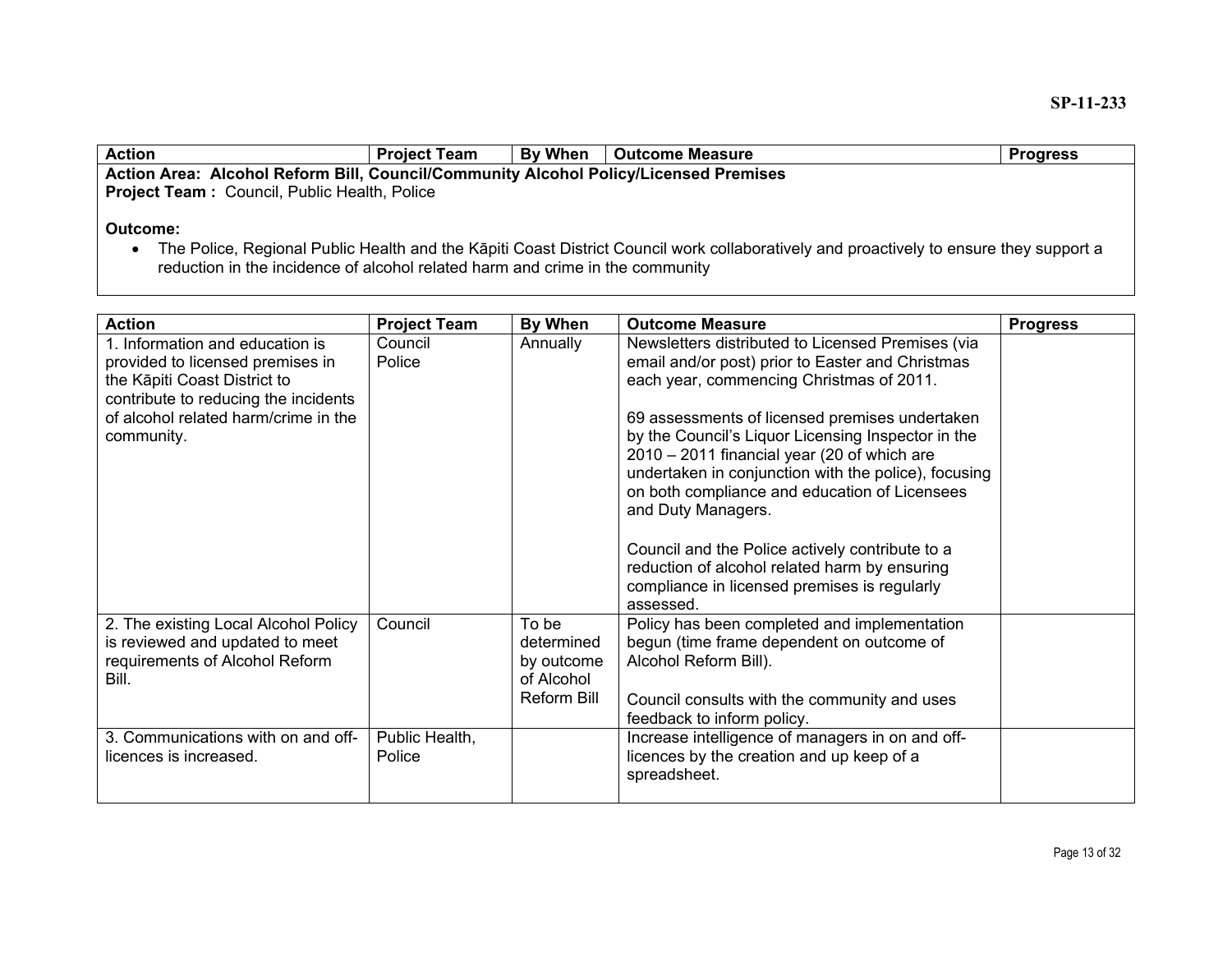SP-11-233

| Action | Project Team | By When | Outcome Measure | Progress |
|---|---|---|---|---|
| **Action Area: Alcohol Reform Bill, Council/Community Alcohol Policy/Licensed Premises**<br>**Project Team :** Council, Public Health, Police<br><br>**Outcome:**<br>• The Police, Regional Public Health and the Kāpiti Coast District Council work collaboratively and proactively to ensure they support a reduction in the incidence of alcohol related harm and crime in the community | | | | |

| Action | Project Team | By When | Outcome Measure | Progress |
|---|---|---|---|---|
| 1. Information and education is provided to licensed premises in the Kāpiti Coast District to contribute to reducing the incidents of alcohol related harm/crime in the community. | Council<br>Police | Annually | Newsletters distributed to Licensed Premises (via email and/or post) prior to Easter and Christmas each year, commencing Christmas of 2011.<br><br>69 assessments of licensed premises undertaken by the Council's Liquor Licensing Inspector in the 2010 – 2011 financial year (20 of which are undertaken in conjunction with the police), focusing on both compliance and education of Licensees and Duty Managers.<br><br>Council and the Police actively contribute to a reduction of alcohol related harm by ensuring compliance in licensed premises is regularly assessed. | |
| 2. The existing Local Alcohol Policy is reviewed and updated to meet requirements of Alcohol Reform Bill. | Council | To be determined by outcome of Alcohol Reform Bill | Policy has been completed and implementation begun (time frame dependent on outcome of Alcohol Reform Bill).<br><br>Council consults with the community and uses feedback to inform policy. | |
| 3. Communications with on and off-licences is increased. | Public Health, Police | | Increase intelligence of managers in on and off-licences by the creation and up keep of a spreadsheet. | |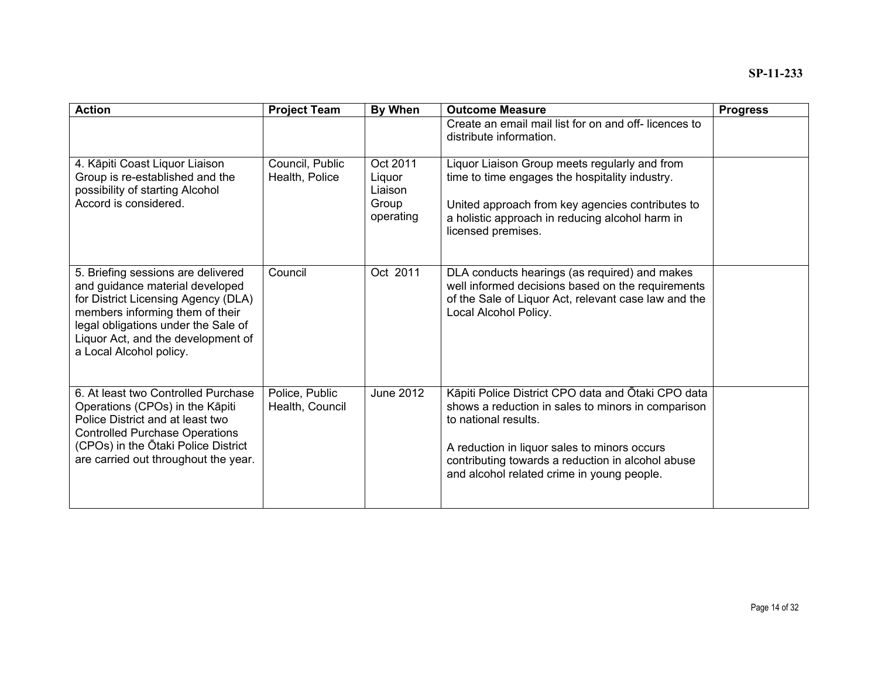SP-11-233

| Action | Project Team | By When | Outcome Measure | Progress |
|---|---|---|---|---|
| | | | Create an email mail list for on and off- licences to distribute information. | |
| 4. Kāpiti Coast Liquor Liaison Group is re-established and the possibility of starting Alcohol Accord is considered. | Council, Public Health, Police | Oct 2011 Liquor Liaison Group operating | Liquor Liaison Group meets regularly and from time to time engages the hospitality industry.<br><br>United approach from key agencies contributes to a holistic approach in reducing alcohol harm in licensed premises. | |
| 5. Briefing sessions are delivered and guidance material developed for District Licensing Agency (DLA) members informing them of their legal obligations under the Sale of Liquor Act, and the development of a Local Alcohol policy. | Council | Oct 2011 | DLA conducts hearings (as required) and makes well informed decisions based on the requirements of the Sale of Liquor Act, relevant case law and the Local Alcohol Policy. | |
| 6. At least two Controlled Purchase Operations (CPOs) in the Kāpiti Police District and at least two Controlled Purchase Operations (CPOs) in the Ōtaki Police District are carried out throughout the year. | Police, Public Health, Council | June 2012 | Kāpiti Police District CPO data and Ōtaki CPO data shows a reduction in sales to minors in comparison to national results.<br><br>A reduction in liquor sales to minors occurs contributing towards a reduction in alcohol abuse and alcohol related crime in young people. | |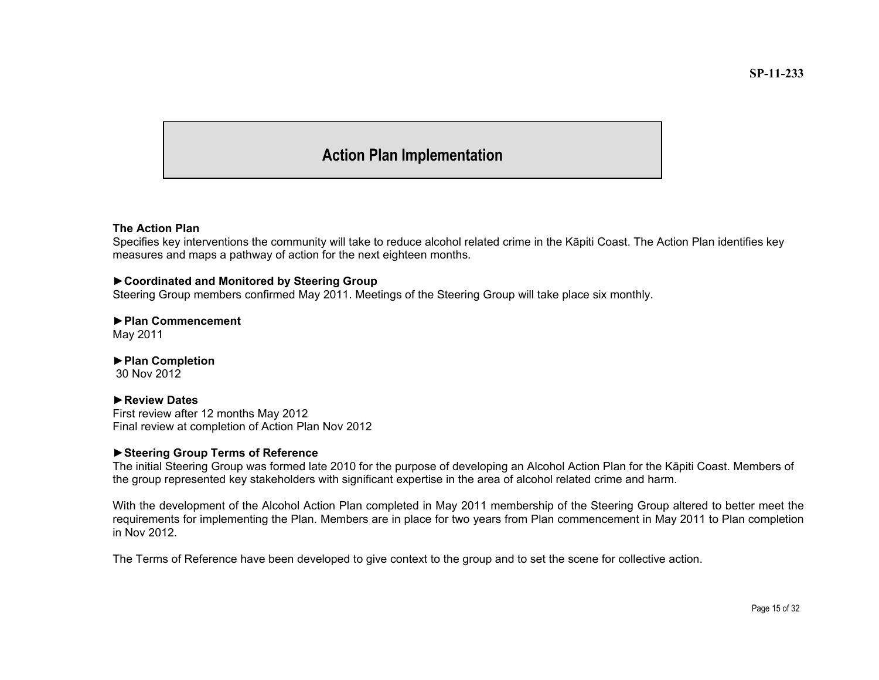# Action Plan Implementation

**The Action Plan**
Specifies key interventions the community will take to reduce alcohol related crime in the Kāpiti Coast. The Action Plan identifies key measures and maps a pathway of action for the next eighteen months.

**►Coordinated and Monitored by Steering Group**
Steering Group members confirmed May 2011. Meetings of the Steering Group will take place six monthly.

**►Plan Commencement**
May 2011

**►Plan Completion**
30 Nov 2012

**►Review Dates**
First review after 12 months May 2012
Final review at completion of Action Plan Nov 2012

**►Steering Group Terms of Reference**
The initial Steering Group was formed late 2010 for the purpose of developing an Alcohol Action Plan for the Kāpiti Coast. Members of the group represented key stakeholders with significant expertise in the area of alcohol related crime and harm.

With the development of the Alcohol Action Plan completed in May 2011 membership of the Steering Group altered to better meet the requirements for implementing the Plan. Members are in place for two years from Plan commencement in May 2011 to Plan completion in Nov 2012.

The Terms of Reference have been developed to give context to the group and to set the scene for collective action.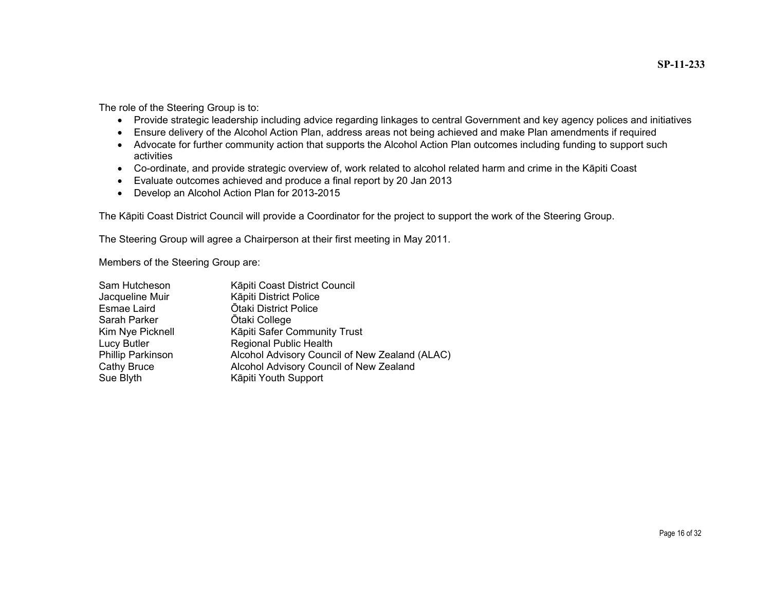The role of the Steering Group is to:

- Provide strategic leadership including advice regarding linkages to central Government and key agency polices and initiatives
- Ensure delivery of the Alcohol Action Plan, address areas not being achieved and make Plan amendments if required
- Advocate for further community action that supports the Alcohol Action Plan outcomes including funding to support such activities
- Co-ordinate, and provide strategic overview of, work related to alcohol related harm and crime in the Kāpiti Coast
- Evaluate outcomes achieved and produce a final report by 20 Jan 2013
- Develop an Alcohol Action Plan for 2013-2015

The Kāpiti Coast District Council will provide a Coordinator for the project to support the work of the Steering Group.

The Steering Group will agree a Chairperson at their first meeting in May 2011.

Members of the Steering Group are:

| | |
|---|---|
| Sam Hutcheson | Kāpiti Coast District Council |
| Jacqueline Muir | Kāpiti District Police |
| Esmae Laird | Ōtaki District Police |
| Sarah Parker | Ōtaki College |
| Kim Nye Picknell | Kāpiti Safer Community Trust |
| Lucy Butler | Regional Public Health |
| Phillip Parkinson | Alcohol Advisory Council of New Zealand (ALAC) |
| Cathy Bruce | Alcohol Advisory Council of New Zealand |
| Sue Blyth | Kāpiti Youth Support |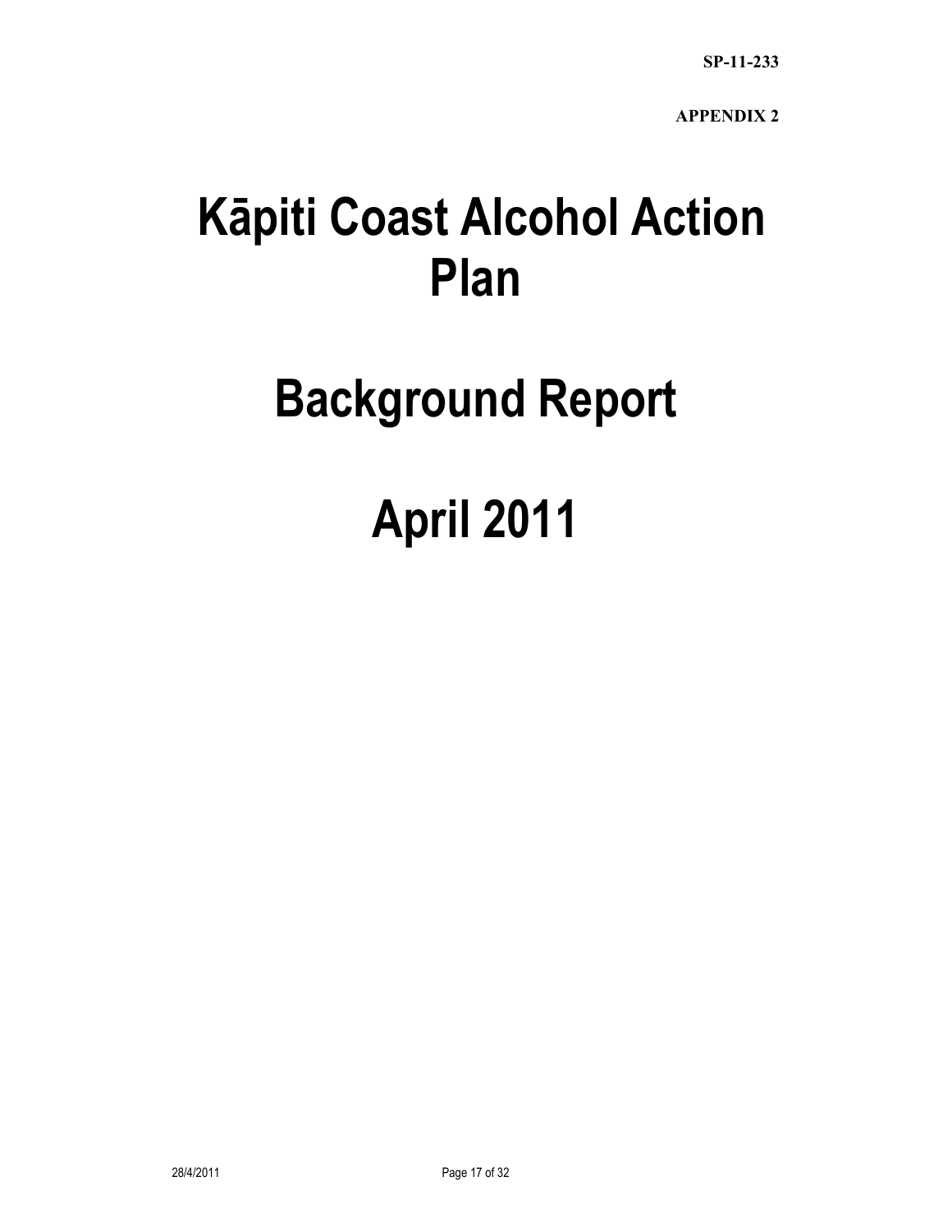SP-11-233

APPENDIX 2

# Kāpiti Coast Alcohol Action Plan

# Background Report

# April 2011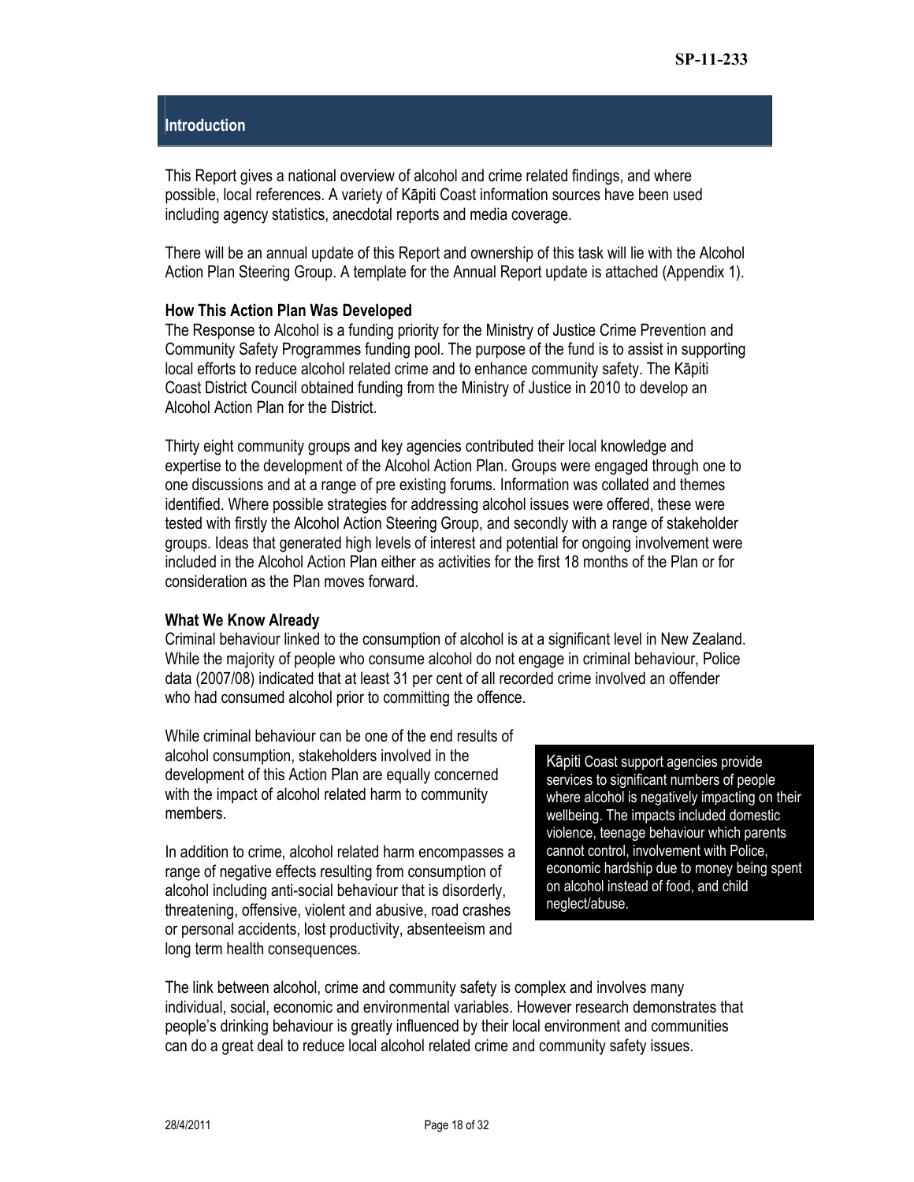## Introduction

This Report gives a national overview of alcohol and crime related findings, and where possible, local references. A variety of Kāpiti Coast information sources have been used including agency statistics, anecdotal reports and media coverage.

There will be an annual update of this Report and ownership of this task will lie with the Alcohol Action Plan Steering Group. A template for the Annual Report update is attached (Appendix 1).

### How This Action Plan Was Developed

The Response to Alcohol is a funding priority for the Ministry of Justice Crime Prevention and Community Safety Programmes funding pool. The purpose of the fund is to assist in supporting local efforts to reduce alcohol related crime and to enhance community safety. The Kāpiti Coast District Council obtained funding from the Ministry of Justice in 2010 to develop an Alcohol Action Plan for the District.

Thirty eight community groups and key agencies contributed their local knowledge and expertise to the development of the Alcohol Action Plan. Groups were engaged through one to one discussions and at a range of pre existing forums. Information was collated and themes identified. Where possible strategies for addressing alcohol issues were offered, these were tested with firstly the Alcohol Action Steering Group, and secondly with a range of stakeholder groups. Ideas that generated high levels of interest and potential for ongoing involvement were included in the Alcohol Action Plan either as activities for the first 18 months of the Plan or for consideration as the Plan moves forward.

### What We Know Already

Criminal behaviour linked to the consumption of alcohol is at a significant level in New Zealand. While the majority of people who consume alcohol do not engage in criminal behaviour, Police data (2007/08) indicated that at least 31 per cent of all recorded crime involved an offender who had consumed alcohol prior to committing the offence.

While criminal behaviour can be one of the end results of alcohol consumption, stakeholders involved in the development of this Action Plan are equally concerned with the impact of alcohol related harm to community members.

In addition to crime, alcohol related harm encompasses a range of negative effects resulting from consumption of alcohol including anti-social behaviour that is disorderly, threatening, offensive, violent and abusive, road crashes or personal accidents, lost productivity, absenteeism and long term health consequences.

> Kāpiti Coast support agencies provide services to significant numbers of people where alcohol is negatively impacting on their wellbeing. The impacts included domestic violence, teenage behaviour which parents cannot control, involvement with Police, economic hardship due to money being spent on alcohol instead of food, and child neglect/abuse.

The link between alcohol, crime and community safety is complex and involves many individual, social, economic and environmental variables. However research demonstrates that people's drinking behaviour is greatly influenced by their local environment and communities can do a great deal to reduce local alcohol related crime and community safety issues.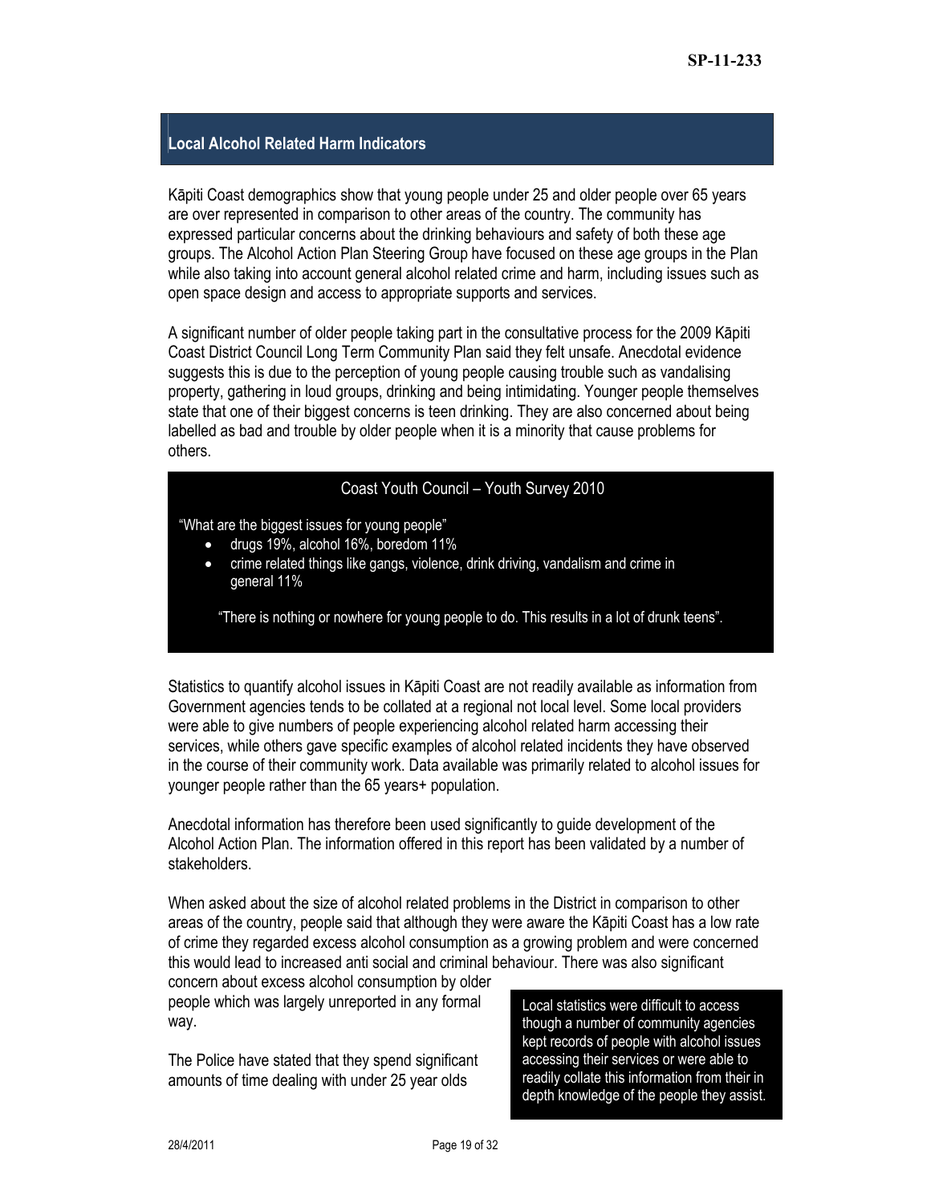## Local Alcohol Related Harm Indicators

Kāpiti Coast demographics show that young people under 25 and older people over 65 years are over represented in comparison to other areas of the country. The community has expressed particular concerns about the drinking behaviours and safety of both these age groups. The Alcohol Action Plan Steering Group have focused on these age groups in the Plan while also taking into account general alcohol related crime and harm, including issues such as open space design and access to appropriate supports and services.

A significant number of older people taking part in the consultative process for the 2009 Kāpiti Coast District Council Long Term Community Plan said they felt unsafe. Anecdotal evidence suggests this is due to the perception of young people causing trouble such as vandalising property, gathering in loud groups, drinking and being intimidating. Younger people themselves state that one of their biggest concerns is teen drinking. They are also concerned about being labelled as bad and trouble by older people when it is a minority that cause problems for others.

> **Coast Youth Council – Youth Survey 2010**
>
> "What are the biggest issues for young people"
>
> - drugs 19%, alcohol 16%, boredom 11%
> - crime related things like gangs, violence, drink driving, vandalism and crime in general 11%
>
> "There is nothing or nowhere for young people to do. This results in a lot of drunk teens".

Statistics to quantify alcohol issues in Kāpiti Coast are not readily available as information from Government agencies tends to be collated at a regional not local level. Some local providers were able to give numbers of people experiencing alcohol related harm accessing their services, while others gave specific examples of alcohol related incidents they have observed in the course of their community work. Data available was primarily related to alcohol issues for younger people rather than the 65 years+ population.

Anecdotal information has therefore been used significantly to guide development of the Alcohol Action Plan. The information offered in this report has been validated by a number of stakeholders.

When asked about the size of alcohol related problems in the District in comparison to other areas of the country, people said that although they were aware the Kāpiti Coast has a low rate of crime they regarded excess alcohol consumption as a growing problem and were concerned this would lead to increased anti social and criminal behaviour. There was also significant concern about excess alcohol consumption by older people which was largely unreported in any formal way.

> Local statistics were difficult to access though a number of community agencies kept records of people with alcohol issues accessing their services or were able to readily collate this information from their in depth knowledge of the people they assist.

The Police have stated that they spend significant amounts of time dealing with under 25 year olds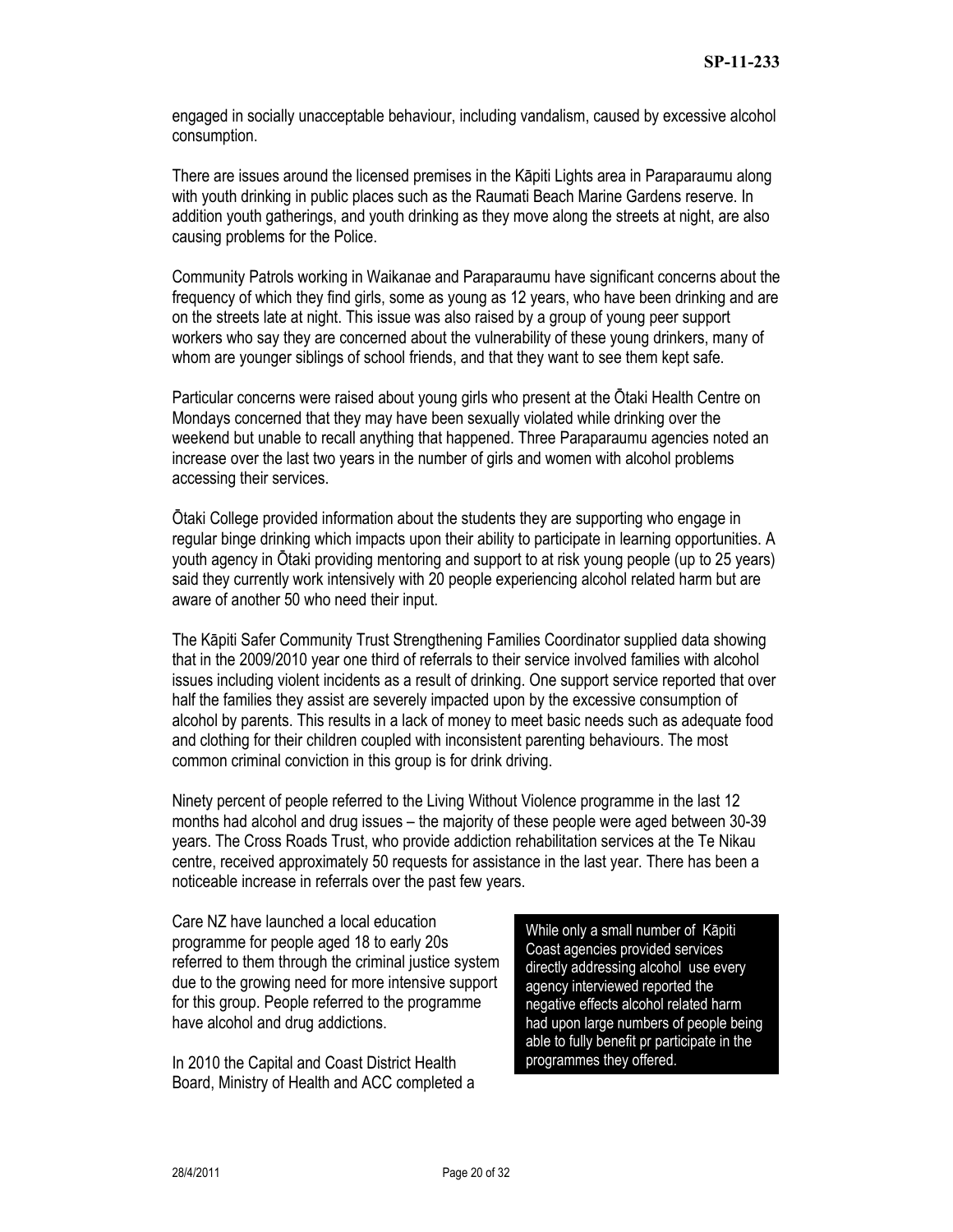engaged in socially unacceptable behaviour, including vandalism, caused by excessive alcohol consumption.

There are issues around the licensed premises in the Kāpiti Lights area in Paraparaumu along with youth drinking in public places such as the Raumati Beach Marine Gardens reserve. In addition youth gatherings, and youth drinking as they move along the streets at night, are also causing problems for the Police.

Community Patrols working in Waikanae and Paraparaumu have significant concerns about the frequency of which they find girls, some as young as 12 years, who have been drinking and are on the streets late at night. This issue was also raised by a group of young peer support workers who say they are concerned about the vulnerability of these young drinkers, many of whom are younger siblings of school friends, and that they want to see them kept safe.

Particular concerns were raised about young girls who present at the Ōtaki Health Centre on Mondays concerned that they may have been sexually violated while drinking over the weekend but unable to recall anything that happened. Three Paraparaumu agencies noted an increase over the last two years in the number of girls and women with alcohol problems accessing their services.

Ōtaki College provided information about the students they are supporting who engage in regular binge drinking which impacts upon their ability to participate in learning opportunities. A youth agency in Ōtaki providing mentoring and support to at risk young people (up to 25 years) said they currently work intensively with 20 people experiencing alcohol related harm but are aware of another 50 who need their input.

The Kāpiti Safer Community Trust Strengthening Families Coordinator supplied data showing that in the 2009/2010 year one third of referrals to their service involved families with alcohol issues including violent incidents as a result of drinking. One support service reported that over half the families they assist are severely impacted upon by the excessive consumption of alcohol by parents. This results in a lack of money to meet basic needs such as adequate food and clothing for their children coupled with inconsistent parenting behaviours. The most common criminal conviction in this group is for drink driving.

Ninety percent of people referred to the Living Without Violence programme in the last 12 months had alcohol and drug issues – the majority of these people were aged between 30-39 years. The Cross Roads Trust, who provide addiction rehabilitation services at the Te Nikau centre, received approximately 50 requests for assistance in the last year. There has been a noticeable increase in referrals over the past few years.

Care NZ have launched a local education programme for people aged 18 to early 20s referred to them through the criminal justice system due to the growing need for more intensive support for this group. People referred to the programme have alcohol and drug addictions.

> While only a small number of Kāpiti Coast agencies provided services directly addressing alcohol use every agency interviewed reported the negative effects alcohol related harm had upon large numbers of people being able to fully benefit pr participate in the programmes they offered.

In 2010 the Capital and Coast District Health Board, Ministry of Health and ACC completed a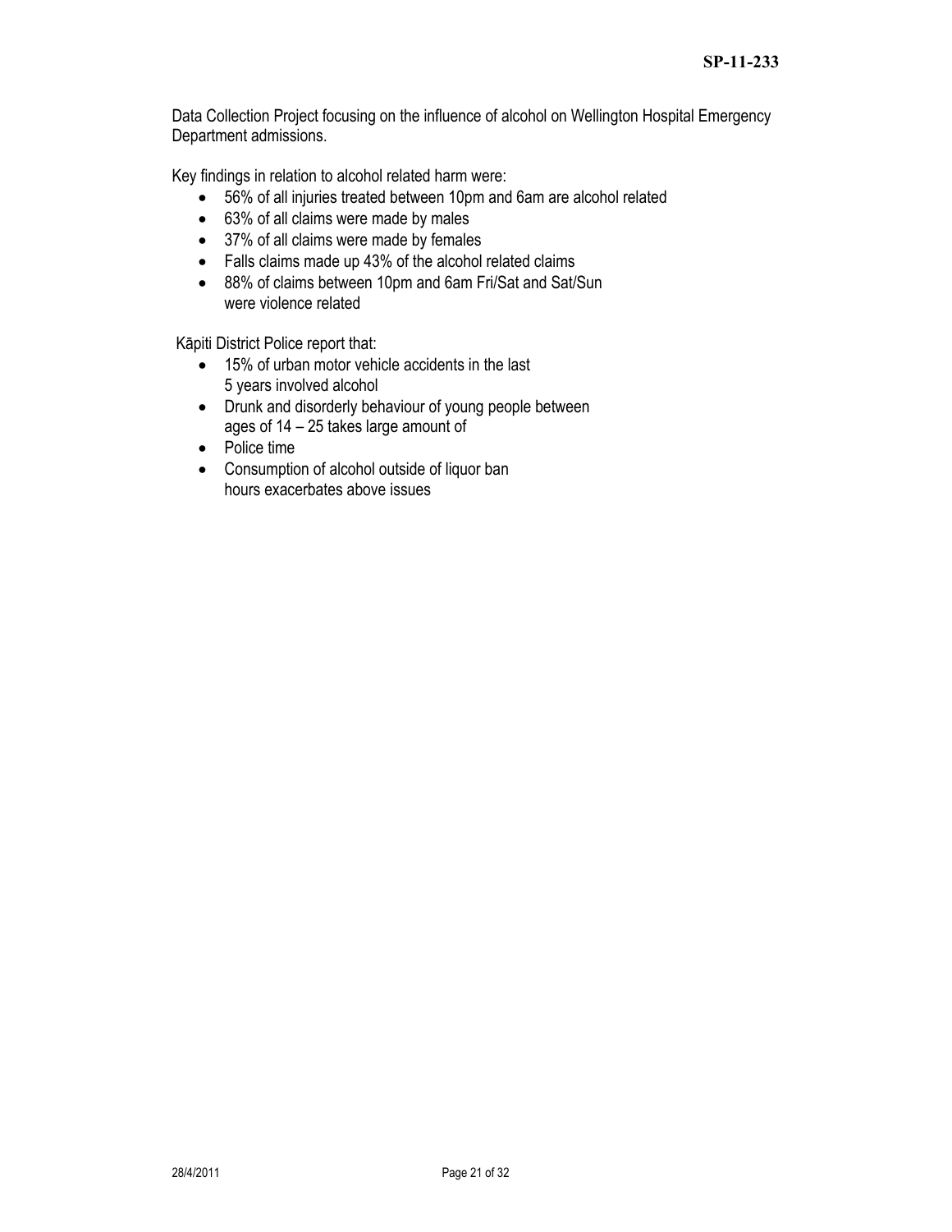Data Collection Project focusing on the influence of alcohol on Wellington Hospital Emergency Department admissions.

Key findings in relation to alcohol related harm were:

- 56% of all injuries treated between 10pm and 6am are alcohol related
- 63% of all claims were made by males
- 37% of all claims were made by females
- Falls claims made up 43% of the alcohol related claims
- 88% of claims between 10pm and 6am Fri/Sat and Sat/Sun were violence related

Kāpiti District Police report that:

- 15% of urban motor vehicle accidents in the last 5 years involved alcohol
- Drunk and disorderly behaviour of young people between ages of 14 – 25 takes large amount of
- Police time
- Consumption of alcohol outside of liquor ban hours exacerbates above issues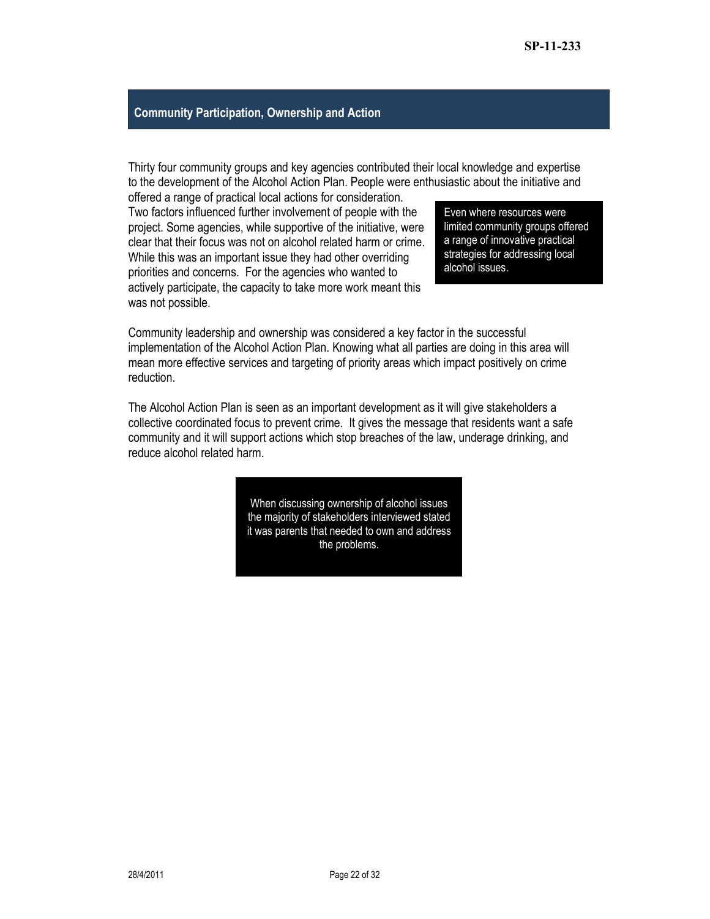## Community Participation, Ownership and Action

Thirty four community groups and key agencies contributed their local knowledge and expertise to the development of the Alcohol Action Plan. People were enthusiastic about the initiative and offered a range of practical local actions for consideration.

Two factors influenced further involvement of people with the project. Some agencies, while supportive of the initiative, were clear that their focus was not on alcohol related harm or crime. While this was an important issue they had other overriding priorities and concerns. For the agencies who wanted to actively participate, the capacity to take more work meant this was not possible.

> Even where resources were limited community groups offered a range of innovative practical strategies for addressing local alcohol issues.

Community leadership and ownership was considered a key factor in the successful implementation of the Alcohol Action Plan. Knowing what all parties are doing in this area will mean more effective services and targeting of priority areas which impact positively on crime reduction.

The Alcohol Action Plan is seen as an important development as it will give stakeholders a collective coordinated focus to prevent crime. It gives the message that residents want a safe community and it will support actions which stop breaches of the law, underage drinking, and reduce alcohol related harm.

> When discussing ownership of alcohol issues the majority of stakeholders interviewed stated it was parents that needed to own and address the problems.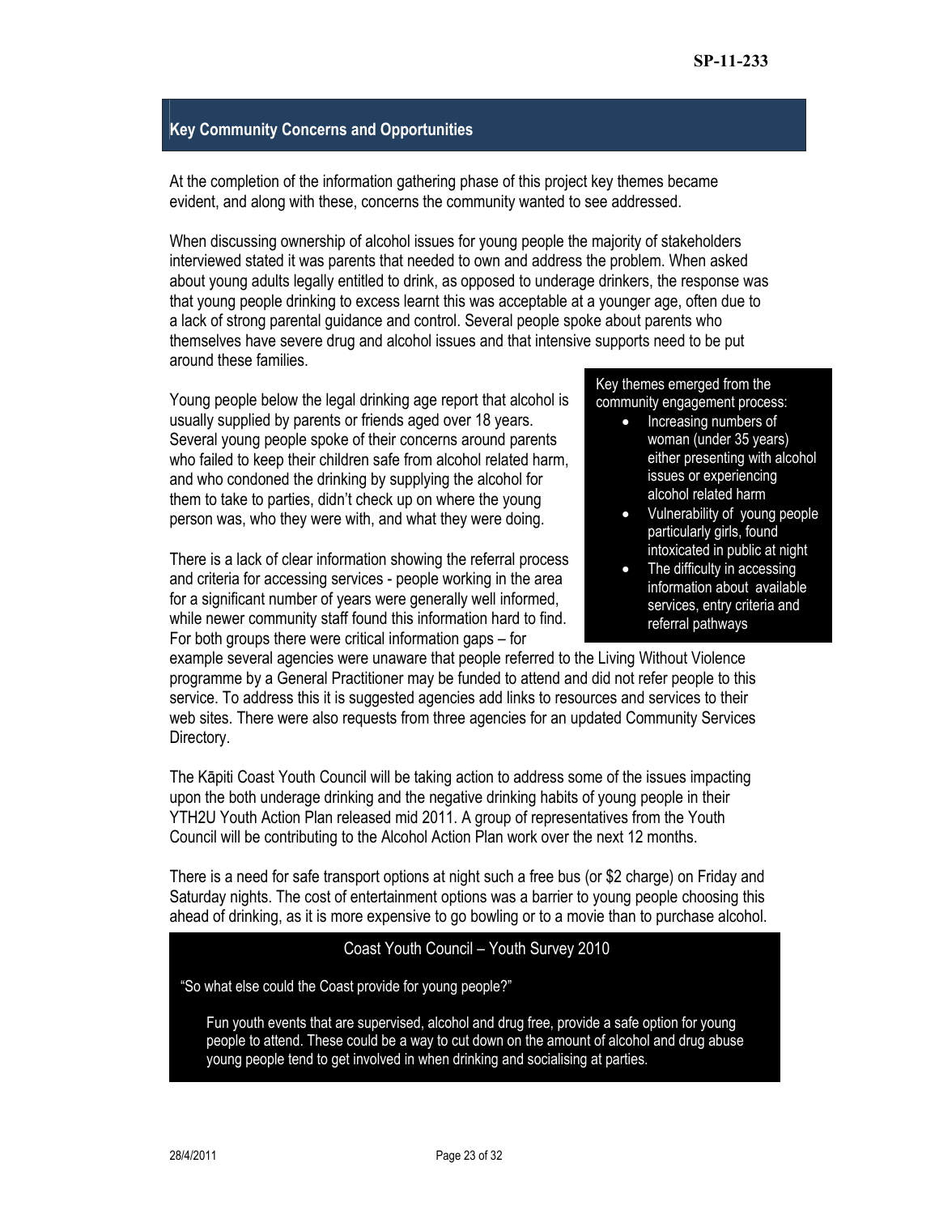## Key Community Concerns and Opportunities

At the completion of the information gathering phase of this project key themes became evident, and along with these, concerns the community wanted to see addressed.

When discussing ownership of alcohol issues for young people the majority of stakeholders interviewed stated it was parents that needed to own and address the problem. When asked about young adults legally entitled to drink, as opposed to underage drinkers, the response was that young people drinking to excess learnt this was acceptable at a younger age, often due to a lack of strong parental guidance and control. Several people spoke about parents who themselves have severe drug and alcohol issues and that intensive supports need to be put around these families.

Young people below the legal drinking age report that alcohol is usually supplied by parents or friends aged over 18 years. Several young people spoke of their concerns around parents who failed to keep their children safe from alcohol related harm, and who condoned the drinking by supplying the alcohol for them to take to parties, didn't check up on where the young person was, who they were with, and what they were doing.

Key themes emerged from the community engagement process:

- Increasing numbers of woman (under 35 years) either presenting with alcohol issues or experiencing alcohol related harm
- Vulnerability of young people particularly girls, found intoxicated in public at night
- The difficulty in accessing information about available services, entry criteria and referral pathways

There is a lack of clear information showing the referral process and criteria for accessing services - people working in the area for a significant number of years were generally well informed, while newer community staff found this information hard to find. For both groups there were critical information gaps – for example several agencies were unaware that people referred to the Living Without Violence programme by a General Practitioner may be funded to attend and did not refer people to this service. To address this it is suggested agencies add links to resources and services to their web sites. There were also requests from three agencies for an updated Community Services Directory.

The Kāpiti Coast Youth Council will be taking action to address some of the issues impacting upon the both underage drinking and the negative drinking habits of young people in their YTH2U Youth Action Plan released mid 2011. A group of representatives from the Youth Council will be contributing to the Alcohol Action Plan work over the next 12 months.

There is a need for safe transport options at night such a free bus (or $2 charge) on Friday and Saturday nights. The cost of entertainment options was a barrier to young people choosing this ahead of drinking, as it is more expensive to go bowling or to a movie than to purchase alcohol.

Coast Youth Council – Youth Survey 2010

"So what else could the Coast provide for young people?"

> Fun youth events that are supervised, alcohol and drug free, provide a safe option for young people to attend. These could be a way to cut down on the amount of alcohol and drug abuse young people tend to get involved in when drinking and socialising at parties.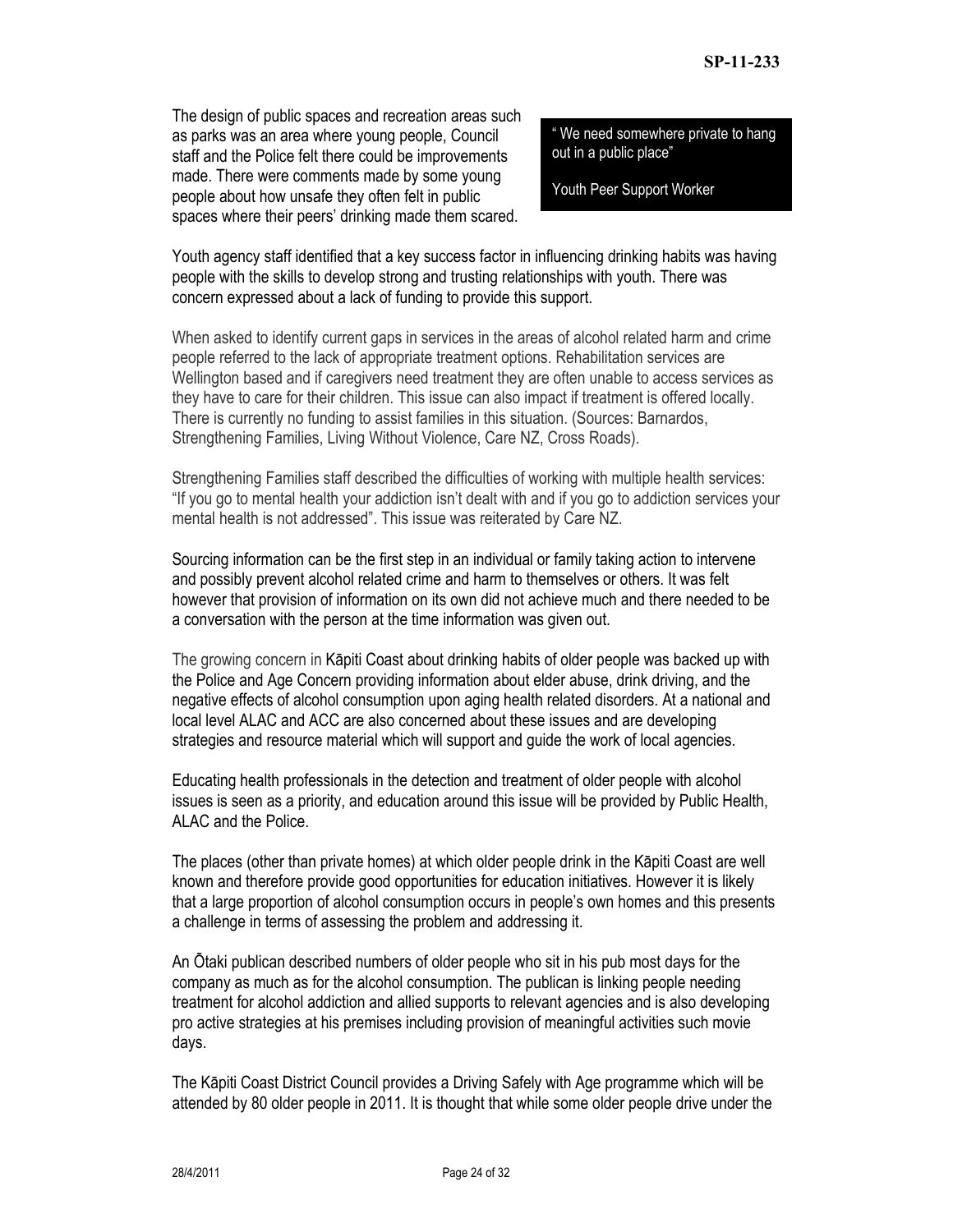The design of public spaces and recreation areas such as parks was an area where young people, Council staff and the Police felt there could be improvements made. There were comments made by some young people about how unsafe they often felt in public spaces where their peers' drinking made them scared.

> " We need somewhere private to hang out in a public place"
>
> Youth Peer Support Worker

Youth agency staff identified that a key success factor in influencing drinking habits was having people with the skills to develop strong and trusting relationships with youth. There was concern expressed about a lack of funding to provide this support.

When asked to identify current gaps in services in the areas of alcohol related harm and crime people referred to the lack of appropriate treatment options. Rehabilitation services are Wellington based and if caregivers need treatment they are often unable to access services as they have to care for their children. This issue can also impact if treatment is offered locally. There is currently no funding to assist families in this situation. (Sources: Barnardos, Strengthening Families, Living Without Violence, Care NZ, Cross Roads).

Strengthening Families staff described the difficulties of working with multiple health services: "If you go to mental health your addiction isn't dealt with and if you go to addiction services your mental health is not addressed". This issue was reiterated by Care NZ.

Sourcing information can be the first step in an individual or family taking action to intervene and possibly prevent alcohol related crime and harm to themselves or others. It was felt however that provision of information on its own did not achieve much and there needed to be a conversation with the person at the time information was given out.

The growing concern in Kāpiti Coast about drinking habits of older people was backed up with the Police and Age Concern providing information about elder abuse, drink driving, and the negative effects of alcohol consumption upon aging health related disorders. At a national and local level ALAC and ACC are also concerned about these issues and are developing strategies and resource material which will support and guide the work of local agencies.

Educating health professionals in the detection and treatment of older people with alcohol issues is seen as a priority, and education around this issue will be provided by Public Health, ALAC and the Police.

The places (other than private homes) at which older people drink in the Kāpiti Coast are well known and therefore provide good opportunities for education initiatives. However it is likely that a large proportion of alcohol consumption occurs in people's own homes and this presents a challenge in terms of assessing the problem and addressing it.

An Ōtaki publican described numbers of older people who sit in his pub most days for the company as much as for the alcohol consumption. The publican is linking people needing treatment for alcohol addiction and allied supports to relevant agencies and is also developing pro active strategies at his premises including provision of meaningful activities such movie days.

The Kāpiti Coast District Council provides a Driving Safely with Age programme which will be attended by 80 older people in 2011. It is thought that while some older people drive under the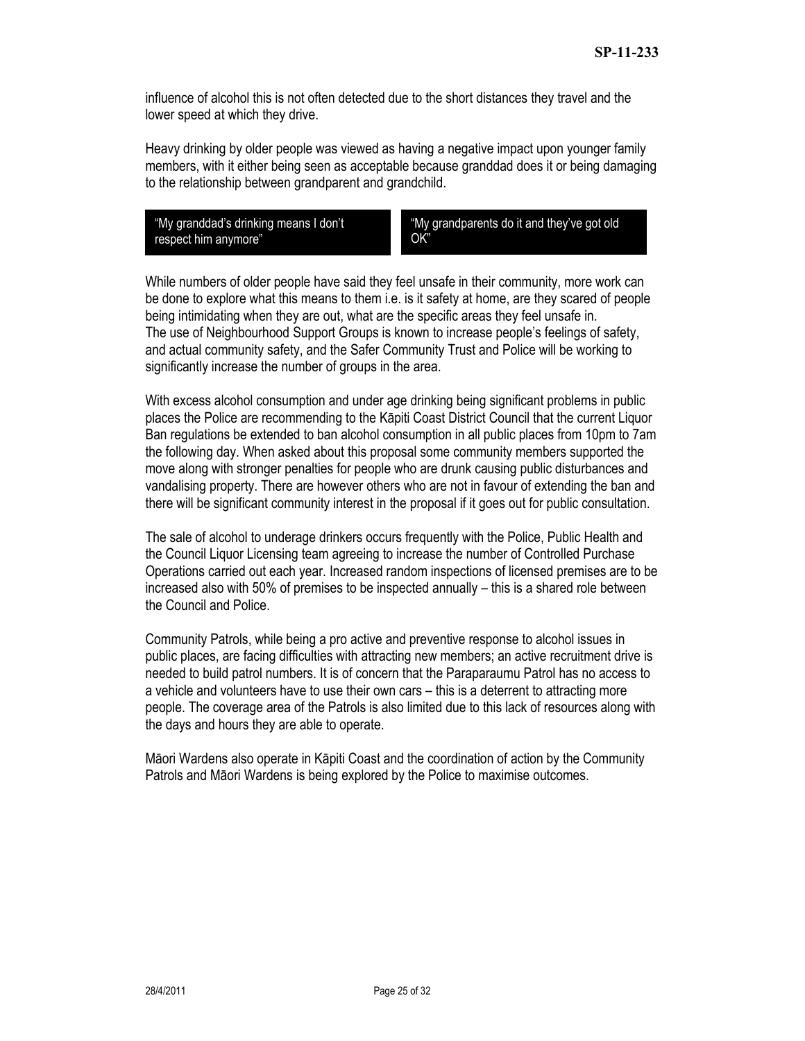influence of alcohol this is not often detected due to the short distances they travel and the lower speed at which they drive.

Heavy drinking by older people was viewed as having a negative impact upon younger family members, with it either being seen as acceptable because granddad does it or being damaging to the relationship between grandparent and grandchild.

> "My granddad's drinking means I don't respect him anymore"

> "My grandparents do it and they've got old OK"

While numbers of older people have said they feel unsafe in their community, more work can be done to explore what this means to them i.e. is it safety at home, are they scared of people being intimidating when they are out, what are the specific areas they feel unsafe in. The use of Neighbourhood Support Groups is known to increase people's feelings of safety, and actual community safety, and the Safer Community Trust and Police will be working to significantly increase the number of groups in the area.

With excess alcohol consumption and under age drinking being significant problems in public places the Police are recommending to the Kāpiti Coast District Council that the current Liquor Ban regulations be extended to ban alcohol consumption in all public places from 10pm to 7am the following day. When asked about this proposal some community members supported the move along with stronger penalties for people who are drunk causing public disturbances and vandalising property. There are however others who are not in favour of extending the ban and there will be significant community interest in the proposal if it goes out for public consultation.

The sale of alcohol to underage drinkers occurs frequently with the Police, Public Health and the Council Liquor Licensing team agreeing to increase the number of Controlled Purchase Operations carried out each year. Increased random inspections of licensed premises are to be increased also with 50% of premises to be inspected annually – this is a shared role between the Council and Police.

Community Patrols, while being a pro active and preventive response to alcohol issues in public places, are facing difficulties with attracting new members; an active recruitment drive is needed to build patrol numbers. It is of concern that the Paraparaumu Patrol has no access to a vehicle and volunteers have to use their own cars – this is a deterrent to attracting more people. The coverage area of the Patrols is also limited due to this lack of resources along with the days and hours they are able to operate.

Māori Wardens also operate in Kāpiti Coast and the coordination of action by the Community Patrols and Māori Wardens is being explored by the Police to maximise outcomes.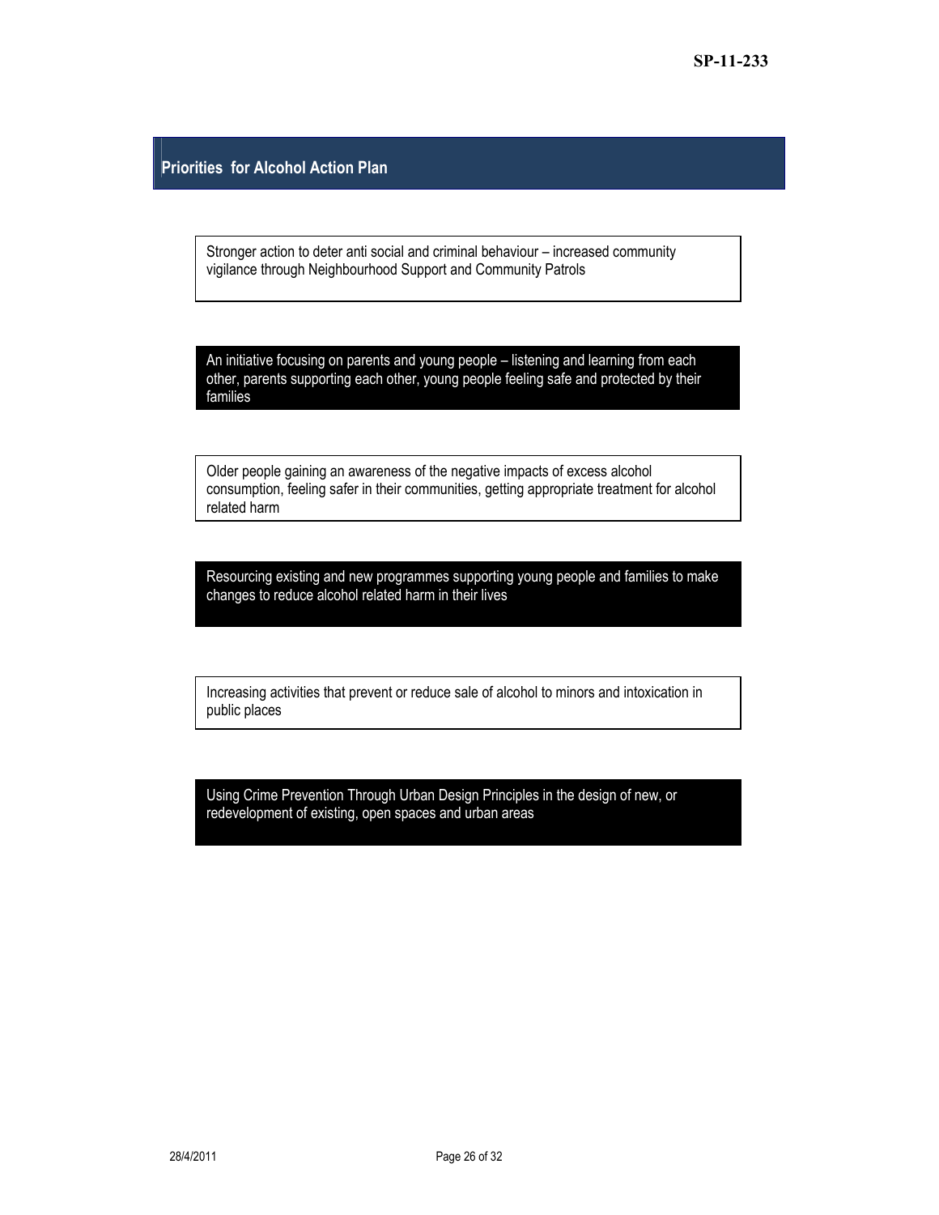## Priorities for Alcohol Action Plan

Stronger action to deter anti social and criminal behaviour – increased community vigilance through Neighbourhood Support and Community Patrols

An initiative focusing on parents and young people – listening and learning from each other, parents supporting each other, young people feeling safe and protected by their families

Older people gaining an awareness of the negative impacts of excess alcohol consumption, feeling safer in their communities, getting appropriate treatment for alcohol related harm

Resourcing existing and new programmes supporting young people and families to make changes to reduce alcohol related harm in their lives

Increasing activities that prevent or reduce sale of alcohol to minors and intoxication in public places

Using Crime Prevention Through Urban Design Principles in the design of new, or redevelopment of existing, open spaces and urban areas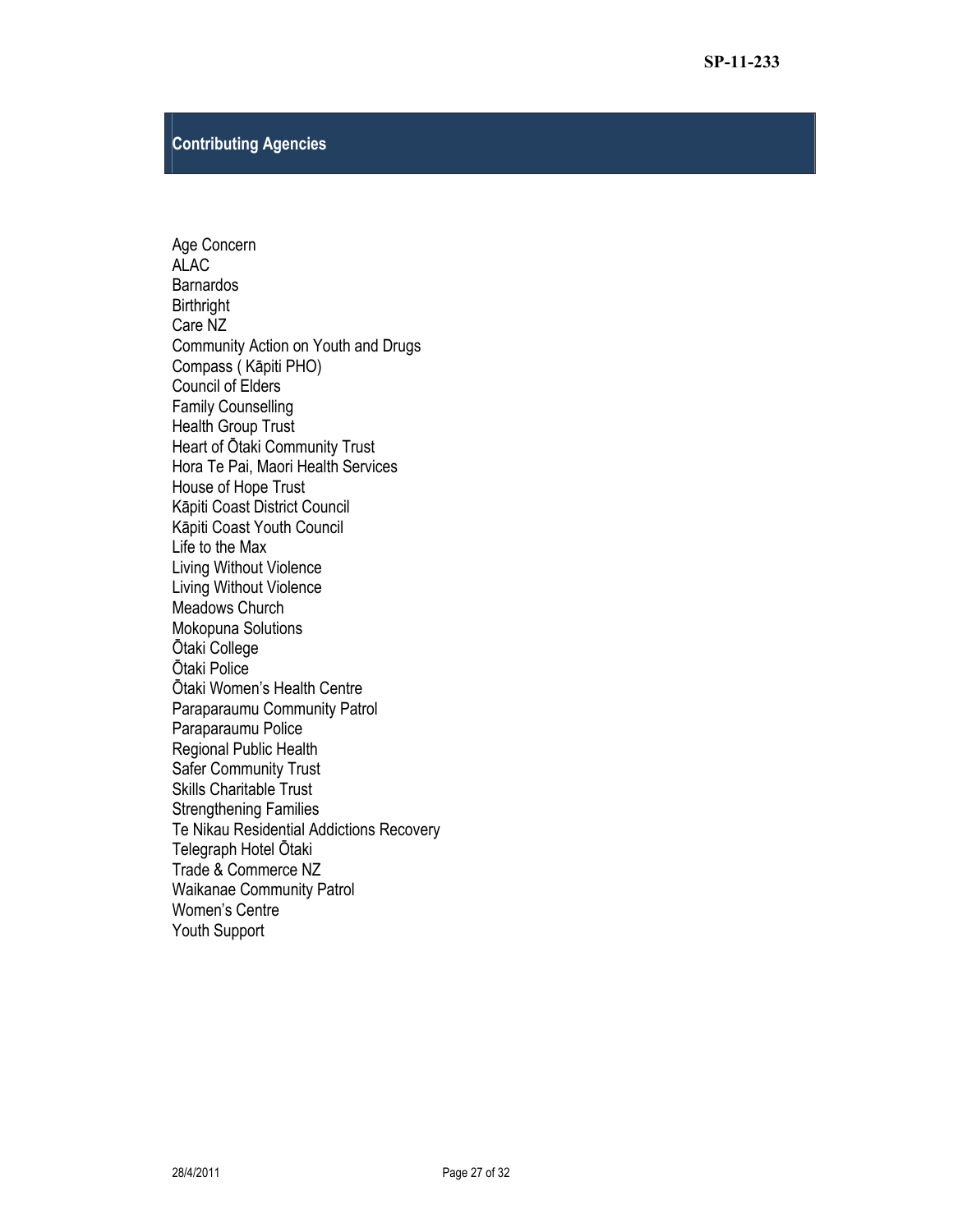## Contributing Agencies

Age Concern
ALAC
Barnardos
Birthright
Care NZ
Community Action on Youth and Drugs
Compass ( Kāpiti PHO)
Council of Elders
Family Counselling
Health Group Trust
Heart of Ōtaki Community Trust
Hora Te Pai, Maori Health Services
House of Hope Trust
Kāpiti Coast District Council
Kāpiti Coast Youth Council
Life to the Max
Living Without Violence
Living Without Violence
Meadows Church
Mokopuna Solutions
Ōtaki College
Ōtaki Police
Ōtaki Women's Health Centre
Paraparaumu Community Patrol
Paraparaumu Police
Regional Public Health
Safer Community Trust
Skills Charitable Trust
Strengthening Families
Te Nikau Residential Addictions Recovery
Telegraph Hotel Ōtaki
Trade & Commerce NZ
Waikanae Community Patrol
Women's Centre
Youth Support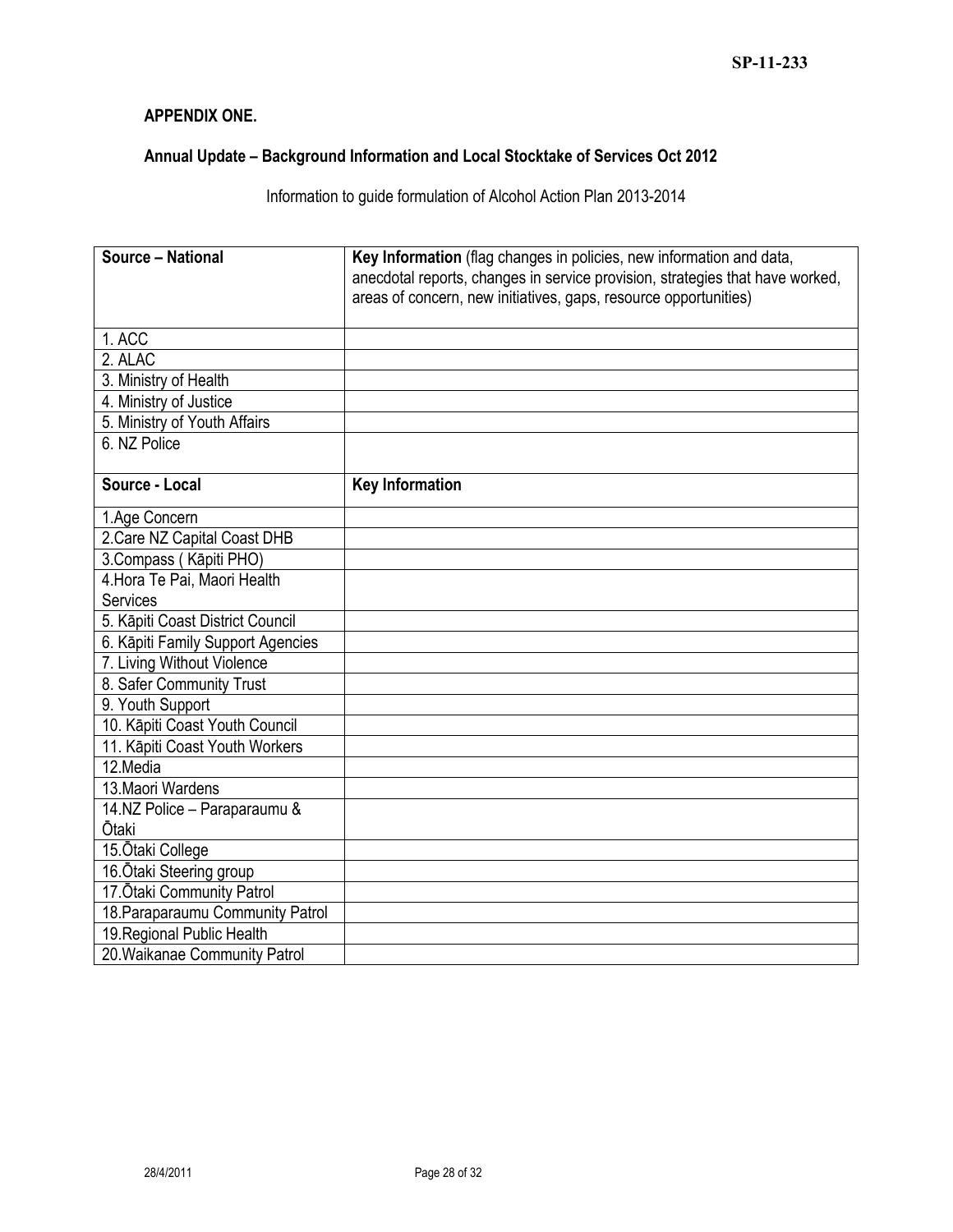**APPENDIX ONE.**

**Annual Update – Background Information and Local Stocktake of Services Oct 2012**

Information to guide formulation of Alcohol Action Plan 2013-2014

| **Source – National** | **Key Information** (flag changes in policies, new information and data, anecdotal reports, changes in service provision, strategies that have worked, areas of concern, new initiatives, gaps, resource opportunities) |
|---|---|
| 1. ACC | |
| 2. ALAC | |
| 3. Ministry of Health | |
| 4. Ministry of Justice | |
| 5. Ministry of Youth Affairs | |
| 6. NZ Police | |
| **Source - Local** | **Key Information** |
| 1.Age Concern | |
| 2.Care NZ Capital Coast DHB | |
| 3.Compass ( Kāpiti PHO) | |
| 4.Hora Te Pai, Maori Health Services | |
| 5. Kāpiti Coast District Council | |
| 6. Kāpiti Family Support Agencies | |
| 7. Living Without Violence | |
| 8. Safer Community Trust | |
| 9. Youth Support | |
| 10. Kāpiti Coast Youth Council | |
| 11. Kāpiti Coast Youth Workers | |
| 12.Media | |
| 13.Maori Wardens | |
| 14.NZ Police – Paraparaumu & Ōtaki | |
| 15.Ōtaki College | |
| 16.Ōtaki Steering group | |
| 17.Ōtaki Community Patrol | |
| 18.Paraparaumu Community Patrol | |
| 19.Regional Public Health | |
| 20.Waikanae Community Patrol | |